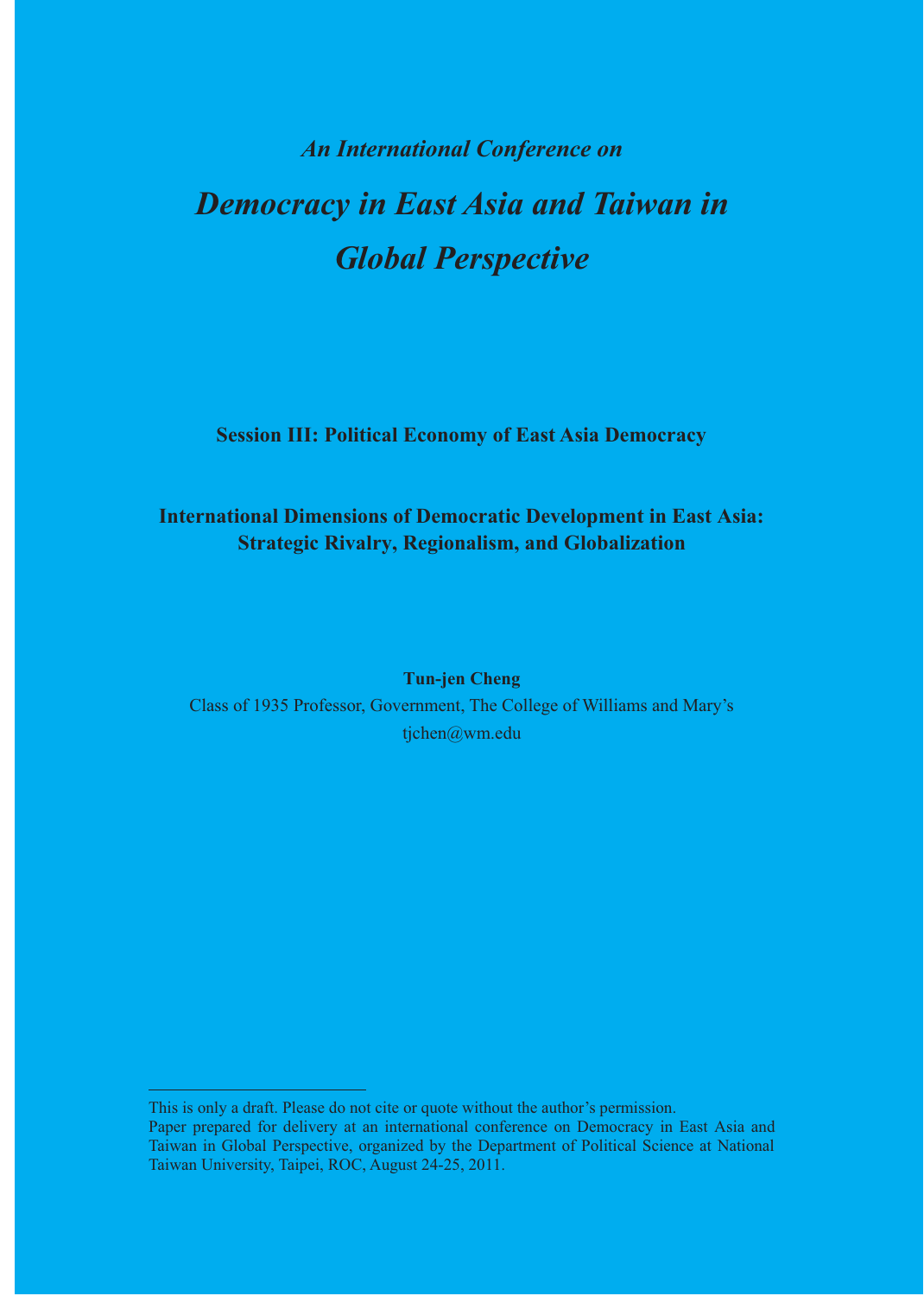*An International Conference on*

# *Democracy in East Asia and Taiwan in Global Perspective*

**Session III: Political Economy of East Asia Democracy**

## International Dimensions of Democratic Development in East Asia: Strategic Rivalry, Regionalism, and Globalization

**Tun-jen Cheng**

Class of 1935 Professor, Government, The College of Williams and Mary's

tjchen@wm.edu

---

This is only a draft. Please do not cite or quote without the author's permission.

Paper prepared for delivery at an international conference on Democracy in East Asia and Taiwan in Global Perspective, organized by the Department of Political Science at National Taiwan University, Taipei, ROC, August 24-25, 2011.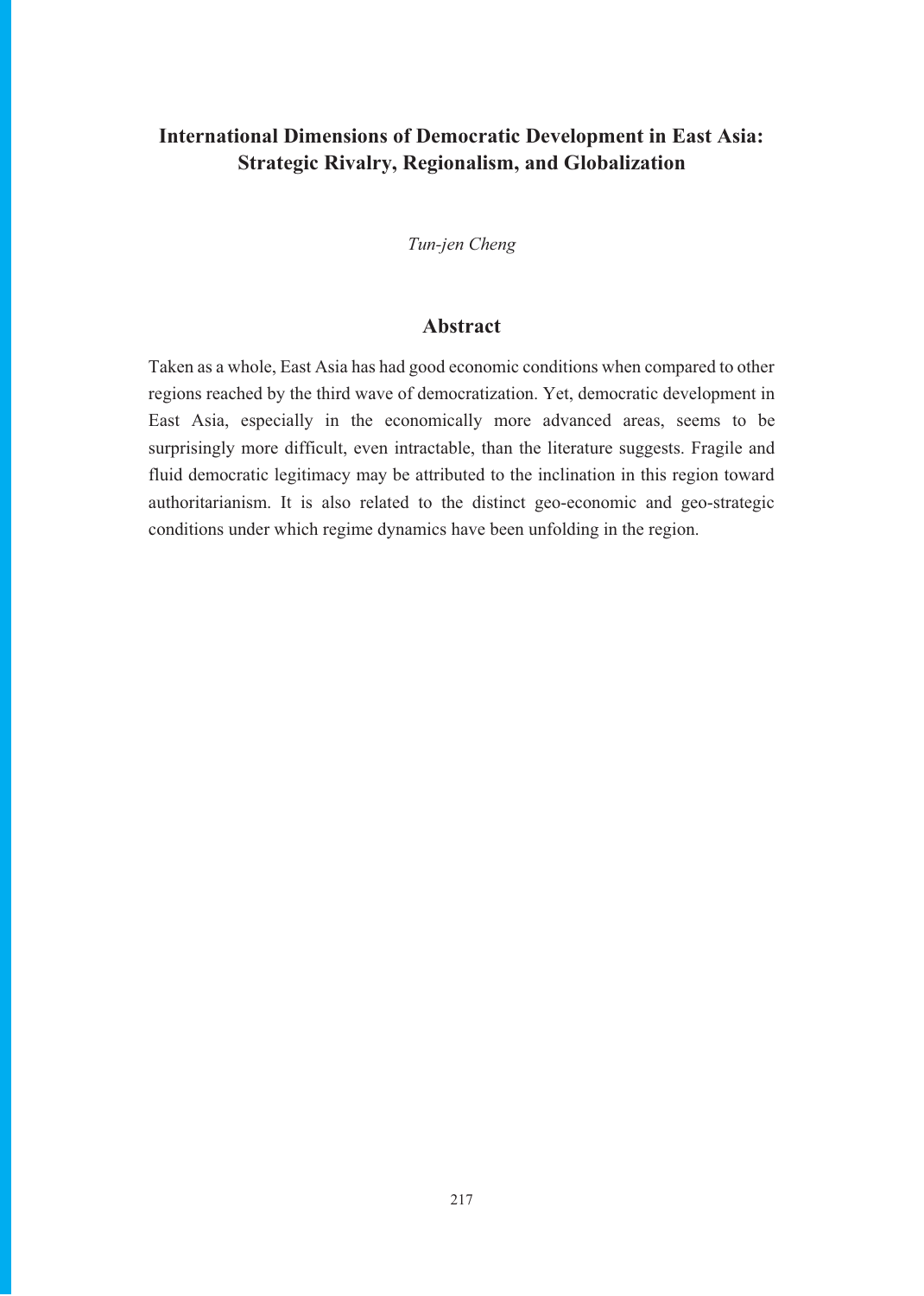# International Dimensions of Democratic Development in East Asia: Strategic Rivalry, Regionalism, and Globalization

*Tun-jen Cheng*

## Abstract

Taken as a whole, East Asia has had good economic conditions when compared to other regions reached by the third wave of democratization. Yet, democratic development in East Asia, especially in the economically more advanced areas, seems to be surprisingly more difficult, even intractable, than the literature suggests. Fragile and fluid democratic legitimacy may be attributed to the inclination in this region toward authoritarianism. It is also related to the distinct geo-economic and geo-strategic conditions under which regime dynamics have been unfolding in the region.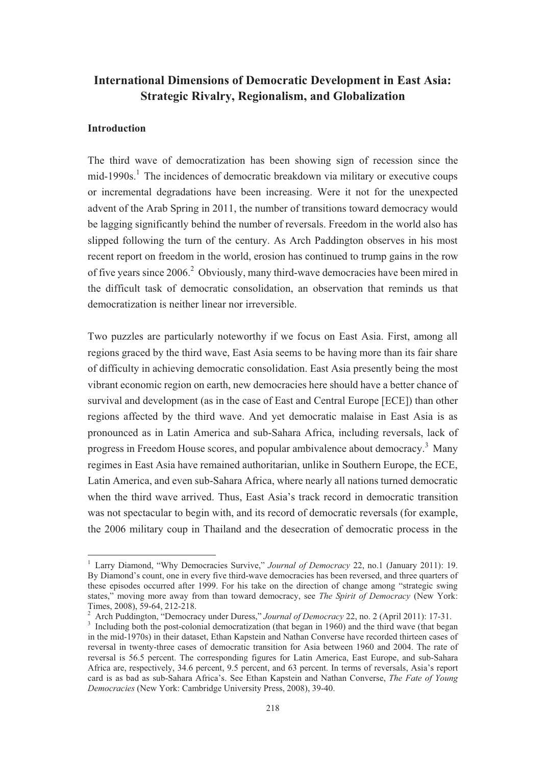# International Dimensions of Democratic Development in East Asia: Strategic Rivalry, Regionalism, and Globalization

## Introduction

The third wave of democratization has been showing sign of recession since the mid-1990s.[1] The incidences of democratic breakdown via military or executive coups or incremental degradations have been increasing. Were it not for the unexpected advent of the Arab Spring in 2011, the number of transitions toward democracy would be lagging significantly behind the number of reversals. Freedom in the world also has slipped following the turn of the century. As Arch Paddington observes in his most recent report on freedom in the world, erosion has continued to trump gains in the row of five years since 2006.[2] Obviously, many third-wave democracies have been mired in the difficult task of democratic consolidation, an observation that reminds us that democratization is neither linear nor irreversible.

Two puzzles are particularly noteworthy if we focus on East Asia. First, among all regions graced by the third wave, East Asia seems to be having more than its fair share of difficulty in achieving democratic consolidation. East Asia presently being the most vibrant economic region on earth, new democracies here should have a better chance of survival and development (as in the case of East and Central Europe [ECE]) than other regions affected by the third wave. And yet democratic malaise in East Asia is as pronounced as in Latin America and sub-Sahara Africa, including reversals, lack of progress in Freedom House scores, and popular ambivalence about democracy.[3] Many regimes in East Asia have remained authoritarian, unlike in Southern Europe, the ECE, Latin America, and even sub-Sahara Africa, where nearly all nations turned democratic when the third wave arrived. Thus, East Asia's track record in democratic transition was not spectacular to begin with, and its record of democratic reversals (for example, the 2006 military coup in Thailand and the desecration of democratic process in the

---

[1] Larry Diamond, "Why Democracies Survive," *Journal of Democracy* 22, no.1 (January 2011): 19. By Diamond's count, one in every five third-wave democracies has been reversed, and three quarters of these episodes occurred after 1999. For his take on the direction of change among "strategic swing states," moving more away from than toward democracy, see *The Spirit of Democracy* (New York: Times, 2008), 59-64, 212-218.

[2] Arch Puddington, "Democracy under Duress," *Journal of Democracy* 22, no. 2 (April 2011): 17-31.

[3] Including both the post-colonial democratization (that began in 1960) and the third wave (that began in the mid-1970s) in their dataset, Ethan Kapstein and Nathan Converse have recorded thirteen cases of reversal in twenty-three cases of democratic transition for Asia between 1960 and 2004. The rate of reversal is 56.5 percent. The corresponding figures for Latin America, East Europe, and sub-Sahara Africa are, respectively, 34.6 percent, 9.5 percent, and 63 percent. In terms of reversals, Asia's report card is as bad as sub-Sahara Africa's. See Ethan Kapstein and Nathan Converse, *The Fate of Young Democracies* (New York: Cambridge University Press, 2008), 39-40.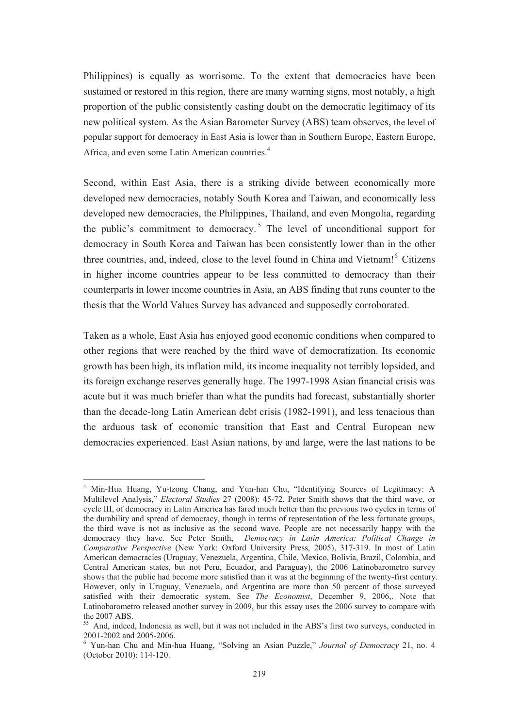Philippines) is equally as worrisome. To the extent that democracies have been sustained or restored in this region, there are many warning signs, most notably, a high proportion of the public consistently casting doubt on the democratic legitimacy of its new political system. As the Asian Barometer Survey (ABS) team observes, the level of popular support for democracy in East Asia is lower than in Southern Europe, Eastern Europe, Africa, and even some Latin American countries.[4]

Second, within East Asia, there is a striking divide between economically more developed new democracies, notably South Korea and Taiwan, and economically less developed new democracies, the Philippines, Thailand, and even Mongolia, regarding the public's commitment to democracy.[5] The level of unconditional support for democracy in South Korea and Taiwan has been consistently lower than in the other three countries, and, indeed, close to the level found in China and Vietnam![6] Citizens in higher income countries appear to be less committed to democracy than their counterparts in lower income countries in Asia, an ABS finding that runs counter to the thesis that the World Values Survey has advanced and supposedly corroborated.

Taken as a whole, East Asia has enjoyed good economic conditions when compared to other regions that were reached by the third wave of democratization. Its economic growth has been high, its inflation mild, its income inequality not terribly lopsided, and its foreign exchange reserves generally huge. The 1997-1998 Asian financial crisis was acute but it was much briefer than what the pundits had forecast, substantially shorter than the decade-long Latin American debt crisis (1982-1991), and less tenacious than the arduous task of economic transition that East and Central European new democracies experienced. East Asian nations, by and large, were the last nations to be

---

[4] Min-Hua Huang, Yu-tzong Chang, and Yun-han Chu, "Identifying Sources of Legitimacy: A Multilevel Analysis," *Electoral Studies* 27 (2008): 45-72. Peter Smith shows that the third wave, or cycle III, of democracy in Latin America has fared much better than the previous two cycles in terms of the durability and spread of democracy, though in terms of representation of the less fortunate groups, the third wave is not as inclusive as the second wave. People are not necessarily happy with the democracy they have. See Peter Smith, *Democracy in Latin America: Political Change in Comparative Perspective* (New York: Oxford University Press, 2005), 317-319. In most of Latin American democracies (Uruguay, Venezuela, Argentina, Chile, Mexico, Bolivia, Brazil, Colombia, and Central American states, but not Peru, Ecuador, and Paraguay), the 2006 Latinobarometro survey shows that the public had become more satisfied than it was at the beginning of the twenty-first century. However, only in Uruguay, Venezuela, and Argentina are more than 50 percent of those surveyed satisfied with their democratic system. See *The Economist*, December 9, 2006,. Note that Latinobarometro released another survey in 2009, but this essay uses the 2006 survey to compare with the 2007 ABS.

[55] And, indeed, Indonesia as well, but it was not included in the ABS's first two surveys, conducted in 2001-2002 and 2005-2006.

[6] Yun-han Chu and Min-hua Huang, "Solving an Asian Puzzle," *Journal of Democracy* 21, no. 4 (October 2010): 114-120.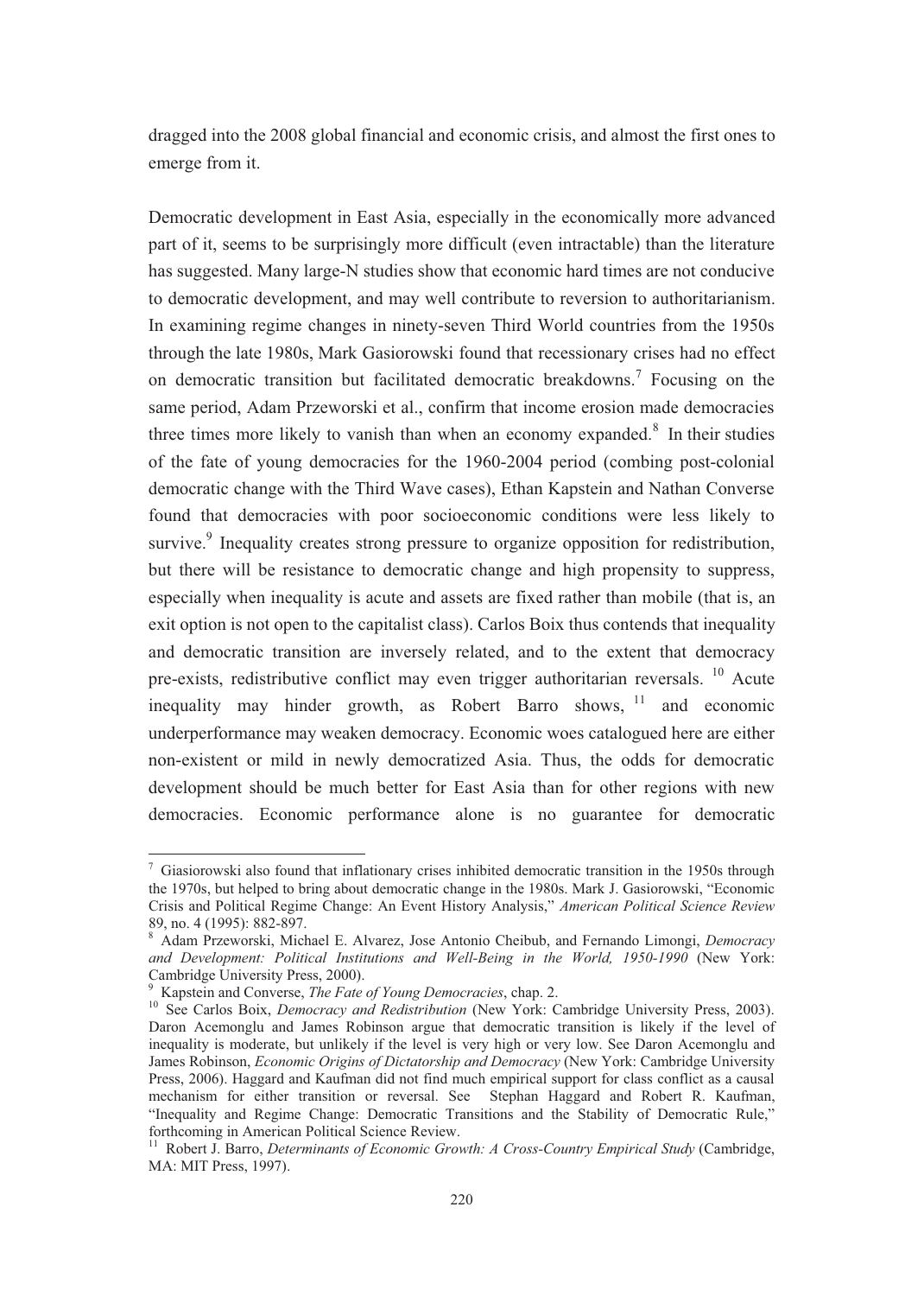dragged into the 2008 global financial and economic crisis, and almost the first ones to emerge from it.

Democratic development in East Asia, especially in the economically more advanced part of it, seems to be surprisingly more difficult (even intractable) than the literature has suggested. Many large-N studies show that economic hard times are not conducive to democratic development, and may well contribute to reversion to authoritarianism. In examining regime changes in ninety-seven Third World countries from the 1950s through the late 1980s, Mark Gasiorowski found that recessionary crises had no effect on democratic transition but facilitated democratic breakdowns.[7] Focusing on the same period, Adam Przeworski et al., confirm that income erosion made democracies three times more likely to vanish than when an economy expanded.[8] In their studies of the fate of young democracies for the 1960-2004 period (combing post-colonial democratic change with the Third Wave cases), Ethan Kapstein and Nathan Converse found that democracies with poor socioeconomic conditions were less likely to survive.[9] Inequality creates strong pressure to organize opposition for redistribution, but there will be resistance to democratic change and high propensity to suppress, especially when inequality is acute and assets are fixed rather than mobile (that is, an exit option is not open to the capitalist class). Carlos Boix thus contends that inequality and democratic transition are inversely related, and to the extent that democracy pre-exists, redistributive conflict may even trigger authoritarian reversals.[10] Acute inequality may hinder growth, as Robert Barro shows,[11] and economic underperformance may weaken democracy. Economic woes catalogued here are either non-existent or mild in newly democratized Asia. Thus, the odds for democratic development should be much better for East Asia than for other regions with new democracies. Economic performance alone is no guarantee for democratic

---

[7] Giasiorowski also found that inflationary crises inhibited democratic transition in the 1950s through the 1970s, but helped to bring about democratic change in the 1980s. Mark J. Gasiorowski, "Economic Crisis and Political Regime Change: An Event History Analysis," *American Political Science Review* 89, no. 4 (1995): 882-897.

[8] Adam Przeworski, Michael E. Alvarez, Jose Antonio Cheibub, and Fernando Limongi, *Democracy and Development: Political Institutions and Well-Being in the World, 1950-1990* (New York: Cambridge University Press, 2000).

[9] Kapstein and Converse, *The Fate of Young Democracies*, chap. 2.

[10] See Carlos Boix, *Democracy and Redistribution* (New York: Cambridge University Press, 2003). Daron Acemonglu and James Robinson argue that democratic transition is likely if the level of inequality is moderate, but unlikely if the level is very high or very low. See Daron Acemonglu and James Robinson, *Economic Origins of Dictatorship and Democracy* (New York: Cambridge University Press, 2006). Haggard and Kaufman did not find much empirical support for class conflict as a causal mechanism for either transition or reversal. See Stephan Haggard and Robert R. Kaufman, "Inequality and Regime Change: Democratic Transitions and the Stability of Democratic Rule," forthcoming in American Political Science Review.

[11] Robert J. Barro, *Determinants of Economic Growth: A Cross-Country Empirical Study* (Cambridge, MA: MIT Press, 1997).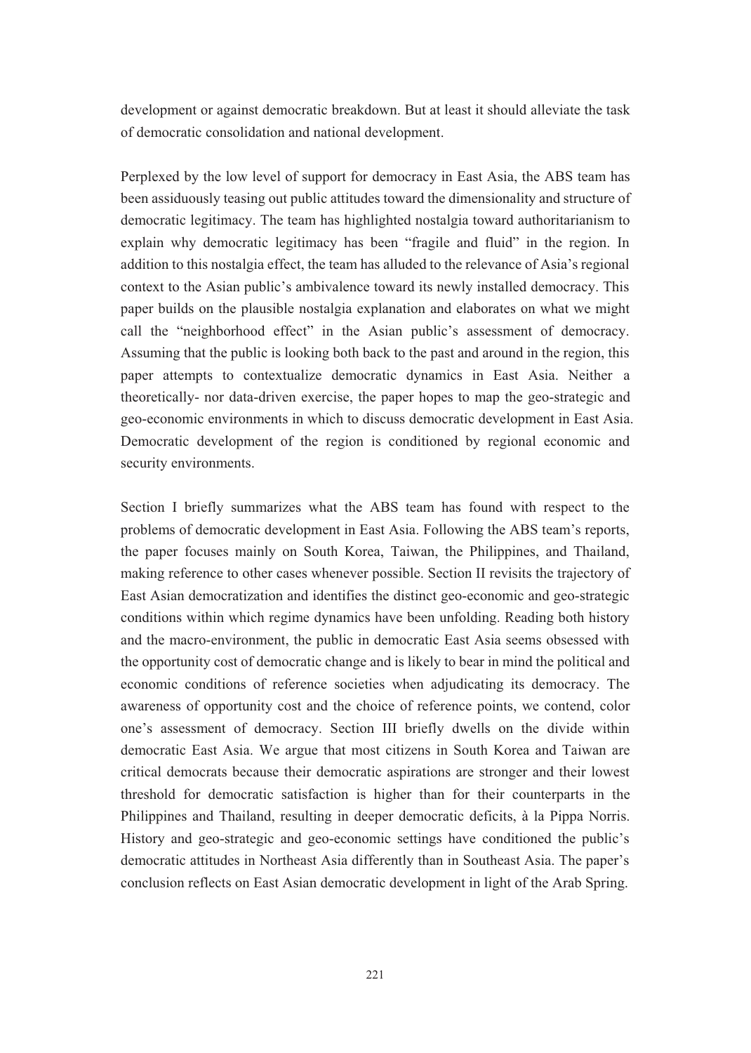development or against democratic breakdown. But at least it should alleviate the task of democratic consolidation and national development.

Perplexed by the low level of support for democracy in East Asia, the ABS team has been assiduously teasing out public attitudes toward the dimensionality and structure of democratic legitimacy. The team has highlighted nostalgia toward authoritarianism to explain why democratic legitimacy has been "fragile and fluid" in the region. In addition to this nostalgia effect, the team has alluded to the relevance of Asia's regional context to the Asian public's ambivalence toward its newly installed democracy. This paper builds on the plausible nostalgia explanation and elaborates on what we might call the "neighborhood effect" in the Asian public's assessment of democracy. Assuming that the public is looking both back to the past and around in the region, this paper attempts to contextualize democratic dynamics in East Asia. Neither a theoretically- nor data-driven exercise, the paper hopes to map the geo-strategic and geo-economic environments in which to discuss democratic development in East Asia. Democratic development of the region is conditioned by regional economic and security environments.

Section I briefly summarizes what the ABS team has found with respect to the problems of democratic development in East Asia. Following the ABS team's reports, the paper focuses mainly on South Korea, Taiwan, the Philippines, and Thailand, making reference to other cases whenever possible. Section II revisits the trajectory of East Asian democratization and identifies the distinct geo-economic and geo-strategic conditions within which regime dynamics have been unfolding. Reading both history and the macro-environment, the public in democratic East Asia seems obsessed with the opportunity cost of democratic change and is likely to bear in mind the political and economic conditions of reference societies when adjudicating its democracy. The awareness of opportunity cost and the choice of reference points, we contend, color one's assessment of democracy. Section III briefly dwells on the divide within democratic East Asia. We argue that most citizens in South Korea and Taiwan are critical democrats because their democratic aspirations are stronger and their lowest threshold for democratic satisfaction is higher than for their counterparts in the Philippines and Thailand, resulting in deeper democratic deficits, à la Pippa Norris. History and geo-strategic and geo-economic settings have conditioned the public's democratic attitudes in Northeast Asia differently than in Southeast Asia. The paper's conclusion reflects on East Asian democratic development in light of the Arab Spring.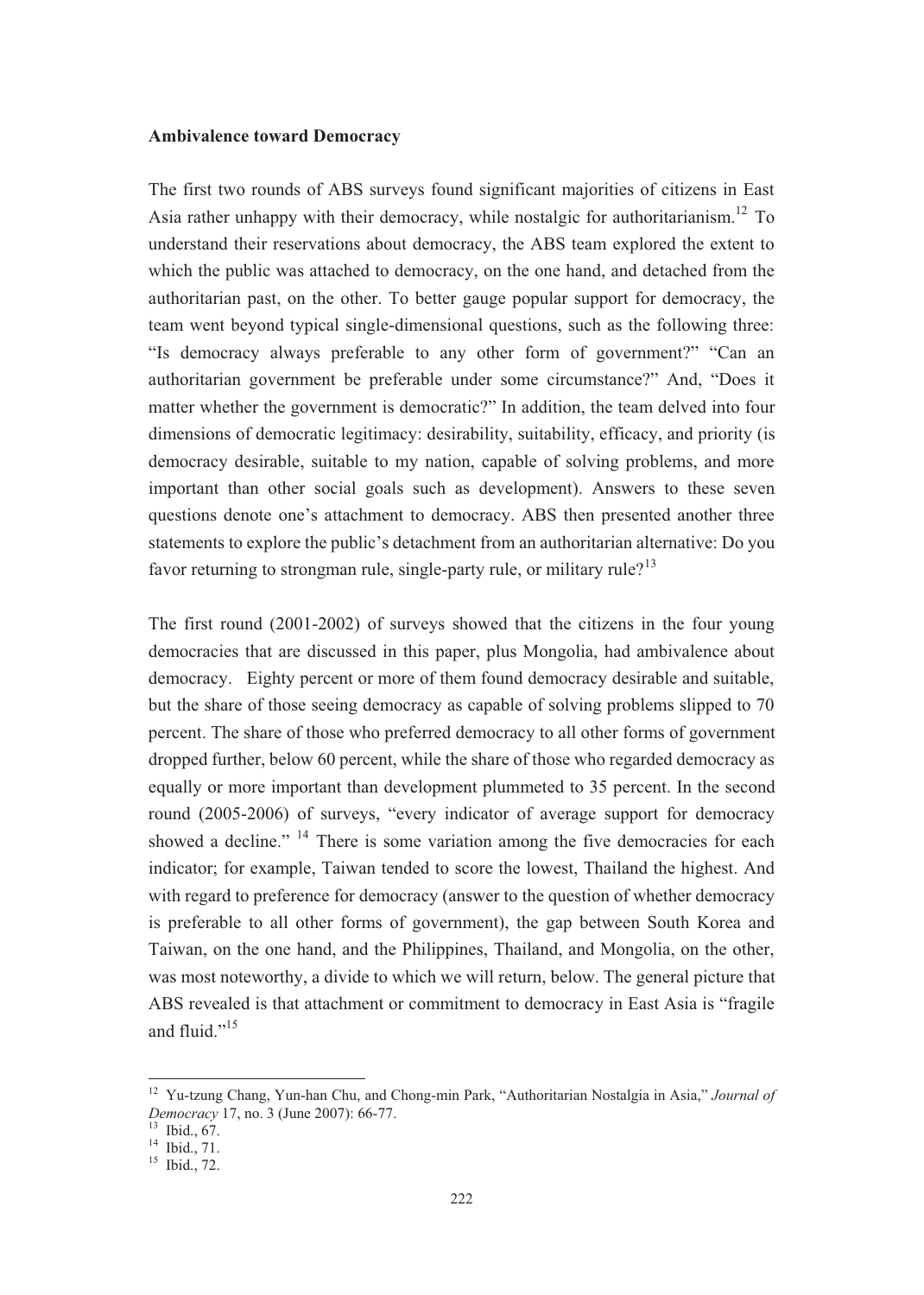**Ambivalence toward Democracy**

The first two rounds of ABS surveys found significant majorities of citizens in East Asia rather unhappy with their democracy, while nostalgic for authoritarianism.[12] To understand their reservations about democracy, the ABS team explored the extent to which the public was attached to democracy, on the one hand, and detached from the authoritarian past, on the other. To better gauge popular support for democracy, the team went beyond typical single-dimensional questions, such as the following three: "Is democracy always preferable to any other form of government?" "Can an authoritarian government be preferable under some circumstance?" And, "Does it matter whether the government is democratic?" In addition, the team delved into four dimensions of democratic legitimacy: desirability, suitability, efficacy, and priority (is democracy desirable, suitable to my nation, capable of solving problems, and more important than other social goals such as development). Answers to these seven questions denote one's attachment to democracy. ABS then presented another three statements to explore the public's detachment from an authoritarian alternative: Do you favor returning to strongman rule, single-party rule, or military rule?[13]

The first round (2001-2002) of surveys showed that the citizens in the four young democracies that are discussed in this paper, plus Mongolia, had ambivalence about democracy. Eighty percent or more of them found democracy desirable and suitable, but the share of those seeing democracy as capable of solving problems slipped to 70 percent. The share of those who preferred democracy to all other forms of government dropped further, below 60 percent, while the share of those who regarded democracy as equally or more important than development plummeted to 35 percent. In the second round (2005-2006) of surveys, "every indicator of average support for democracy showed a decline." [14] There is some variation among the five democracies for each indicator; for example, Taiwan tended to score the lowest, Thailand the highest. And with regard to preference for democracy (answer to the question of whether democracy is preferable to all other forms of government), the gap between South Korea and Taiwan, on the one hand, and the Philippines, Thailand, and Mongolia, on the other, was most noteworthy, a divide to which we will return, below. The general picture that ABS revealed is that attachment or commitment to democracy in East Asia is "fragile and fluid."[15]

---

[12] Yu-tzung Chang, Yun-han Chu, and Chong-min Park, "Authoritarian Nostalgia in Asia," *Journal of Democracy* 17, no. 3 (June 2007): 66-77.

[13] Ibid., 67.

[14] Ibid., 71.

[15] Ibid., 72.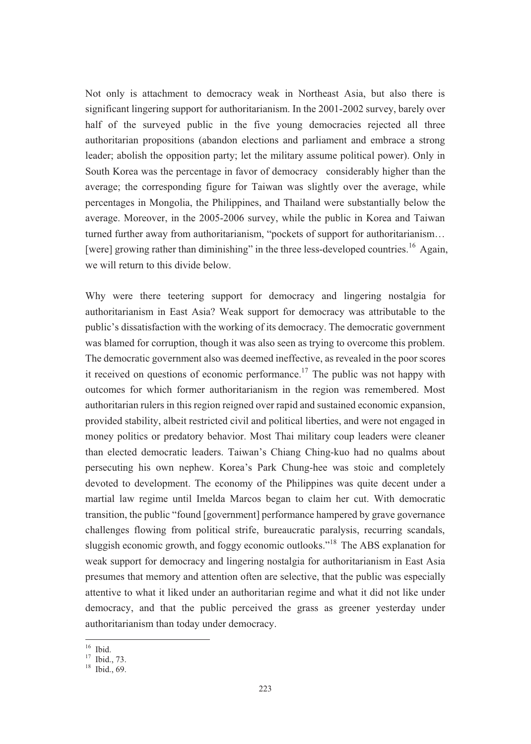Not only is attachment to democracy weak in Northeast Asia, but also there is significant lingering support for authoritarianism. In the 2001-2002 survey, barely over half of the surveyed public in the five young democracies rejected all three authoritarian propositions (abandon elections and parliament and embrace a strong leader; abolish the opposition party; let the military assume political power). Only in South Korea was the percentage in favor of democracy considerably higher than the average; the corresponding figure for Taiwan was slightly over the average, while percentages in Mongolia, the Philippines, and Thailand were substantially below the average. Moreover, in the 2005-2006 survey, while the public in Korea and Taiwan turned further away from authoritarianism, "pockets of support for authoritarianism… [were] growing rather than diminishing" in the three less-developed countries.[16] Again, we will return to this divide below.

Why were there teetering support for democracy and lingering nostalgia for authoritarianism in East Asia? Weak support for democracy was attributable to the public's dissatisfaction with the working of its democracy. The democratic government was blamed for corruption, though it was also seen as trying to overcome this problem. The democratic government also was deemed ineffective, as revealed in the poor scores it received on questions of economic performance.[17] The public was not happy with outcomes for which former authoritarianism in the region was remembered. Most authoritarian rulers in this region reigned over rapid and sustained economic expansion, provided stability, albeit restricted civil and political liberties, and were not engaged in money politics or predatory behavior. Most Thai military coup leaders were cleaner than elected democratic leaders. Taiwan's Chiang Ching-kuo had no qualms about persecuting his own nephew. Korea's Park Chung-hee was stoic and completely devoted to development. The economy of the Philippines was quite decent under a martial law regime until Imelda Marcos began to claim her cut. With democratic transition, the public "found [government] performance hampered by grave governance challenges flowing from political strife, bureaucratic paralysis, recurring scandals, sluggish economic growth, and foggy economic outlooks."[18] The ABS explanation for weak support for democracy and lingering nostalgia for authoritarianism in East Asia presumes that memory and attention often are selective, that the public was especially attentive to what it liked under an authoritarian regime and what it did not like under democracy, and that the public perceived the grass as greener yesterday under authoritarianism than today under democracy.

---

[16] Ibid.

[17] Ibid., 73.

[18] Ibid., 69.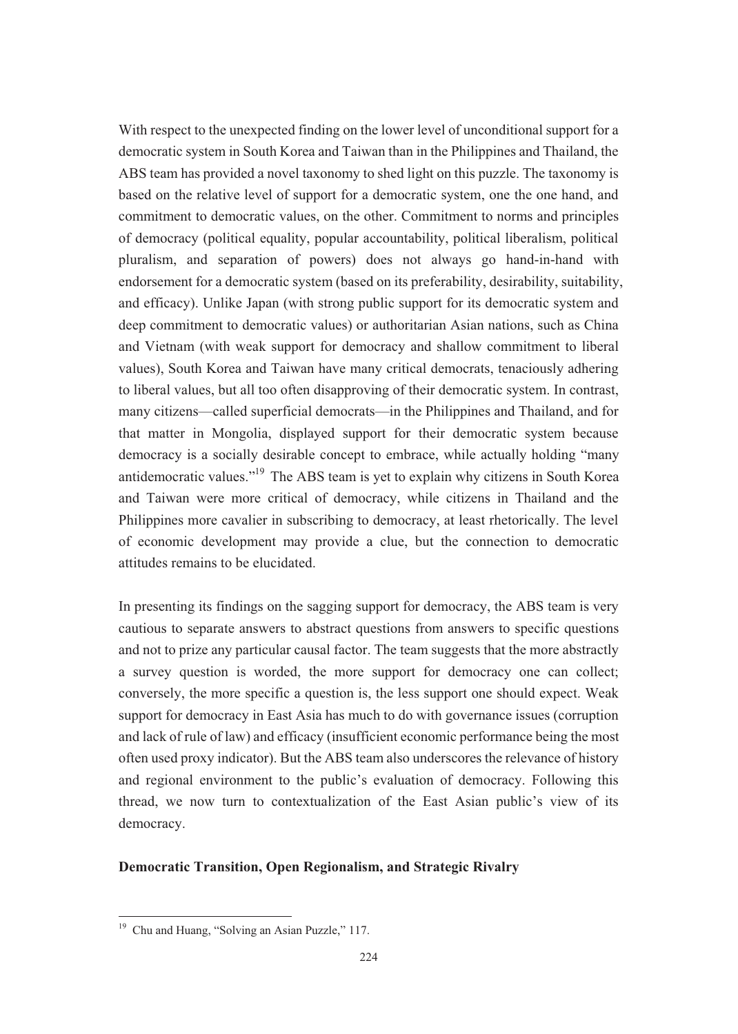With respect to the unexpected finding on the lower level of unconditional support for a democratic system in South Korea and Taiwan than in the Philippines and Thailand, the ABS team has provided a novel taxonomy to shed light on this puzzle. The taxonomy is based on the relative level of support for a democratic system, one the one hand, and commitment to democratic values, on the other. Commitment to norms and principles of democracy (political equality, popular accountability, political liberalism, political pluralism, and separation of powers) does not always go hand-in-hand with endorsement for a democratic system (based on its preferability, desirability, suitability, and efficacy). Unlike Japan (with strong public support for its democratic system and deep commitment to democratic values) or authoritarian Asian nations, such as China and Vietnam (with weak support for democracy and shallow commitment to liberal values), South Korea and Taiwan have many critical democrats, tenaciously adhering to liberal values, but all too often disapproving of their democratic system. In contrast, many citizens—called superficial democrats—in the Philippines and Thailand, and for that matter in Mongolia, displayed support for their democratic system because democracy is a socially desirable concept to embrace, while actually holding "many antidemocratic values."[19] The ABS team is yet to explain why citizens in South Korea and Taiwan were more critical of democracy, while citizens in Thailand and the Philippines more cavalier in subscribing to democracy, at least rhetorically. The level of economic development may provide a clue, but the connection to democratic attitudes remains to be elucidated.

In presenting its findings on the sagging support for democracy, the ABS team is very cautious to separate answers to abstract questions from answers to specific questions and not to prize any particular causal factor. The team suggests that the more abstractly a survey question is worded, the more support for democracy one can collect; conversely, the more specific a question is, the less support one should expect. Weak support for democracy in East Asia has much to do with governance issues (corruption and lack of rule of law) and efficacy (insufficient economic performance being the most often used proxy indicator). But the ABS team also underscores the relevance of history and regional environment to the public's evaluation of democracy. Following this thread, we now turn to contextualization of the East Asian public's view of its democracy.

**Democratic Transition, Open Regionalism, and Strategic Rivalry**

[19] Chu and Huang, "Solving an Asian Puzzle," 117.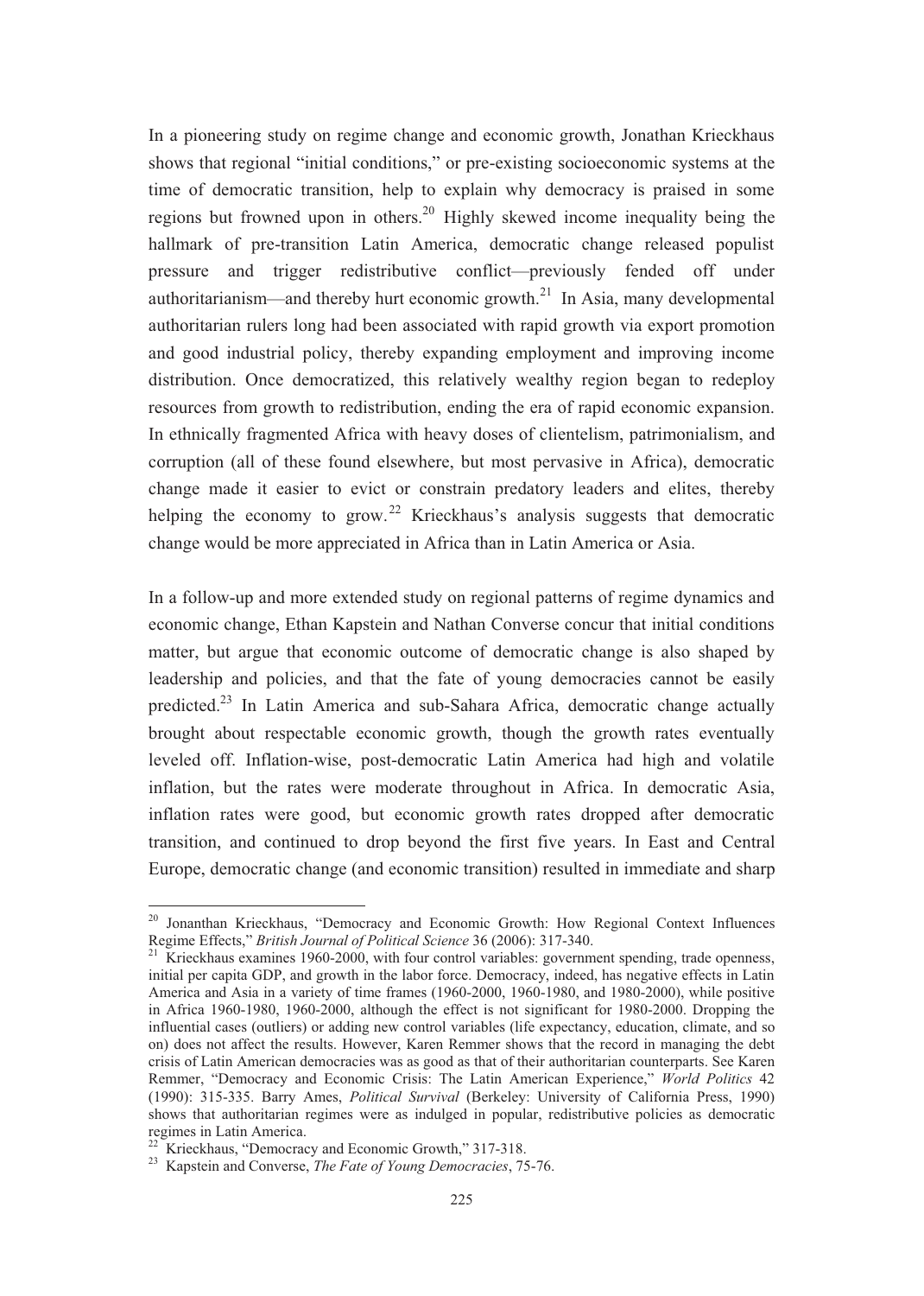In a pioneering study on regime change and economic growth, Jonathan Krieckhaus shows that regional "initial conditions," or pre-existing socioeconomic systems at the time of democratic transition, help to explain why democracy is praised in some regions but frowned upon in others.[20] Highly skewed income inequality being the hallmark of pre-transition Latin America, democratic change released populist pressure and trigger redistributive conflict—previously fended off under authoritarianism—and thereby hurt economic growth.[21] In Asia, many developmental authoritarian rulers long had been associated with rapid growth via export promotion and good industrial policy, thereby expanding employment and improving income distribution. Once democratized, this relatively wealthy region began to redeploy resources from growth to redistribution, ending the era of rapid economic expansion. In ethnically fragmented Africa with heavy doses of clientelism, patrimonialism, and corruption (all of these found elsewhere, but most pervasive in Africa), democratic change made it easier to evict or constrain predatory leaders and elites, thereby helping the economy to grow.[22] Krieckhaus's analysis suggests that democratic change would be more appreciated in Africa than in Latin America or Asia.

In a follow-up and more extended study on regional patterns of regime dynamics and economic change, Ethan Kapstein and Nathan Converse concur that initial conditions matter, but argue that economic outcome of democratic change is also shaped by leadership and policies, and that the fate of young democracies cannot be easily predicted.[23] In Latin America and sub-Sahara Africa, democratic change actually brought about respectable economic growth, though the growth rates eventually leveled off. Inflation-wise, post-democratic Latin America had high and volatile inflation, but the rates were moderate throughout in Africa. In democratic Asia, inflation rates were good, but economic growth rates dropped after democratic transition, and continued to drop beyond the first five years. In East and Central Europe, democratic change (and economic transition) resulted in immediate and sharp

---

[20] Jonanthan Krieckhaus, "Democracy and Economic Growth: How Regional Context Influences Regime Effects," *British Journal of Political Science* 36 (2006): 317-340.

[21] Krieckhaus examines 1960-2000, with four control variables: government spending, trade openness, initial per capita GDP, and growth in the labor force. Democracy, indeed, has negative effects in Latin America and Asia in a variety of time frames (1960-2000, 1960-1980, and 1980-2000), while positive in Africa 1960-1980, 1960-2000, although the effect is not significant for 1980-2000. Dropping the influential cases (outliers) or adding new control variables (life expectancy, education, climate, and so on) does not affect the results. However, Karen Remmer shows that the record in managing the debt crisis of Latin American democracies was as good as that of their authoritarian counterparts. See Karen Remmer, "Democracy and Economic Crisis: The Latin American Experience," *World Politics* 42 (1990): 315-335. Barry Ames, *Political Survival* (Berkeley: University of California Press, 1990) shows that authoritarian regimes were as indulged in popular, redistributive policies as democratic regimes in Latin America.

[22] Krieckhaus, "Democracy and Economic Growth," 317-318.

[23] Kapstein and Converse, *The Fate of Young Democracies*, 75-76.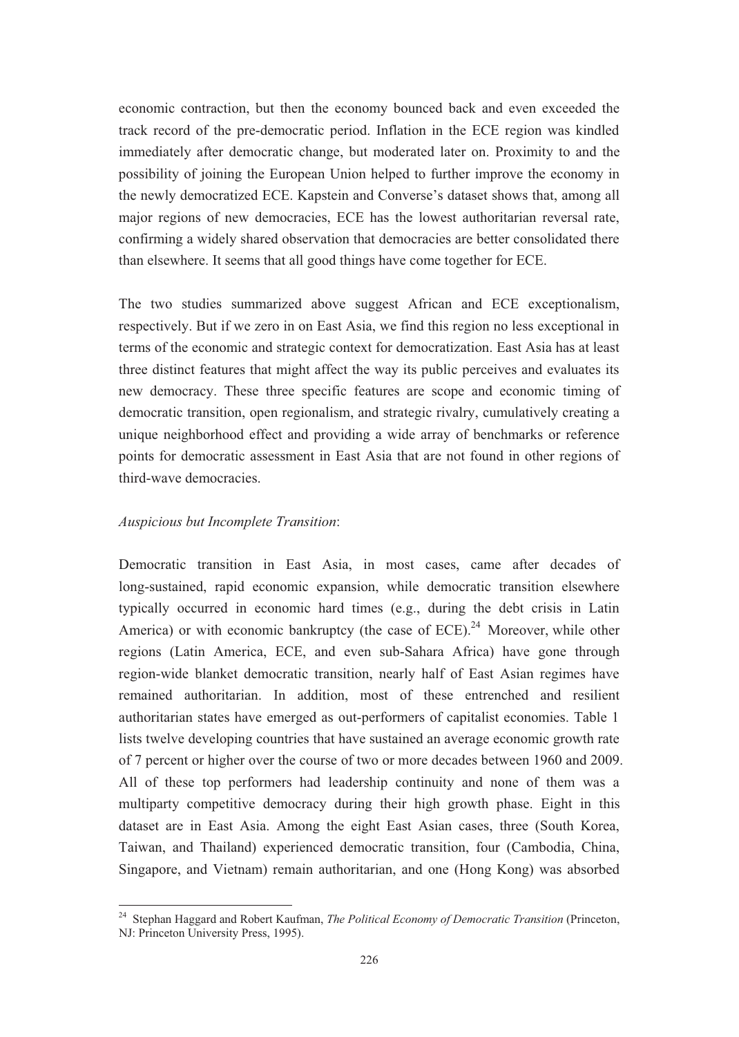economic contraction, but then the economy bounced back and even exceeded the track record of the pre-democratic period. Inflation in the ECE region was kindled immediately after democratic change, but moderated later on. Proximity to and the possibility of joining the European Union helped to further improve the economy in the newly democratized ECE. Kapstein and Converse's dataset shows that, among all major regions of new democracies, ECE has the lowest authoritarian reversal rate, confirming a widely shared observation that democracies are better consolidated there than elsewhere. It seems that all good things have come together for ECE.

The two studies summarized above suggest African and ECE exceptionalism, respectively. But if we zero in on East Asia, we find this region no less exceptional in terms of the economic and strategic context for democratization. East Asia has at least three distinct features that might affect the way its public perceives and evaluates its new democracy. These three specific features are scope and economic timing of democratic transition, open regionalism, and strategic rivalry, cumulatively creating a unique neighborhood effect and providing a wide array of benchmarks or reference points for democratic assessment in East Asia that are not found in other regions of third-wave democracies.

*Auspicious but Incomplete Transition*:

Democratic transition in East Asia, in most cases, came after decades of long-sustained, rapid economic expansion, while democratic transition elsewhere typically occurred in economic hard times (e.g., during the debt crisis in Latin America) or with economic bankruptcy (the case of ECE).[24] Moreover, while other regions (Latin America, ECE, and even sub-Sahara Africa) have gone through region-wide blanket democratic transition, nearly half of East Asian regimes have remained authoritarian. In addition, most of these entrenched and resilient authoritarian states have emerged as out-performers of capitalist economies. Table 1 lists twelve developing countries that have sustained an average economic growth rate of 7 percent or higher over the course of two or more decades between 1960 and 2009. All of these top performers had leadership continuity and none of them was a multiparty competitive democracy during their high growth phase. Eight in this dataset are in East Asia. Among the eight East Asian cases, three (South Korea, Taiwan, and Thailand) experienced democratic transition, four (Cambodia, China, Singapore, and Vietnam) remain authoritarian, and one (Hong Kong) was absorbed

[24] Stephan Haggard and Robert Kaufman, *The Political Economy of Democratic Transition* (Princeton, NJ: Princeton University Press, 1995).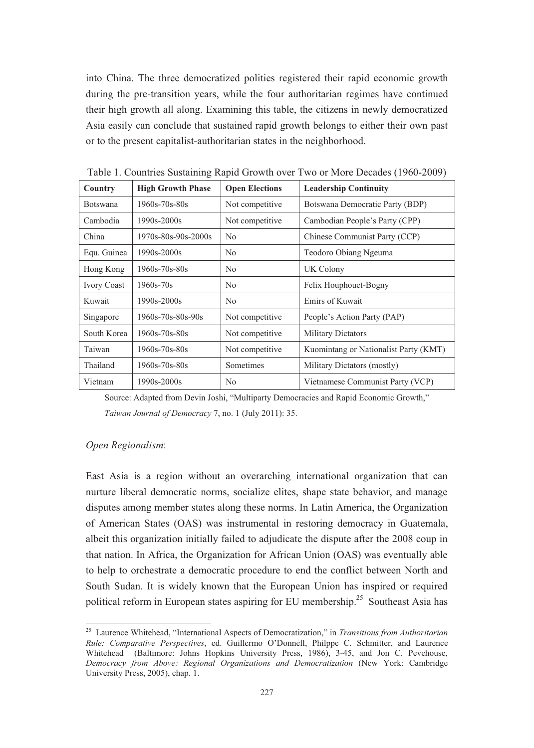into China. The three democratized polities registered their rapid economic growth during the pre-transition years, while the four authoritarian regimes have continued their high growth all along. Examining this table, the citizens in newly democratized Asia easily can conclude that sustained rapid growth belongs to either their own past or to the present capitalist-authoritarian states in the neighborhood.

Table 1. Countries Sustaining Rapid Growth over Two or More Decades (1960-2009)

| Country | High Growth Phase | Open Elections | Leadership Continuity |
|---|---|---|---|
| Botswana | 1960s-70s-80s | Not competitive | Botswana Democratic Party (BDP) |
| Cambodia | 1990s-2000s | Not competitive | Cambodian People's Party (CPP) |
| China | 1970s-80s-90s-2000s | No | Chinese Communist Party (CCP) |
| Equ. Guinea | 1990s-2000s | No | Teodoro Obiang Ngeuma |
| Hong Kong | 1960s-70s-80s | No | UK Colony |
| Ivory Coast | 1960s-70s | No | Felix Houphouet-Bogny |
| Kuwait | 1990s-2000s | No | Emirs of Kuwait |
| Singapore | 1960s-70s-80s-90s | Not competitive | People's Action Party (PAP) |
| South Korea | 1960s-70s-80s | Not competitive | Military Dictators |
| Taiwan | 1960s-70s-80s | Not competitive | Kuomintang or Nationalist Party (KMT) |
| Thailand | 1960s-70s-80s | Sometimes | Military Dictators (mostly) |
| Vietnam | 1990s-2000s | No | Vietnamese Communist Party (VCP) |

Source: Adapted from Devin Joshi, "Multiparty Democracies and Rapid Economic Growth," *Taiwan Journal of Democracy* 7, no. 1 (July 2011): 35.

*Open Regionalism*:

East Asia is a region without an overarching international organization that can nurture liberal democratic norms, socialize elites, shape state behavior, and manage disputes among member states along these norms. In Latin America, the Organization of American States (OAS) was instrumental in restoring democracy in Guatemala, albeit this organization initially failed to adjudicate the dispute after the 2008 coup in that nation. In Africa, the Organization for African Union (OAS) was eventually able to help to orchestrate a democratic procedure to end the conflict between North and South Sudan. It is widely known that the European Union has inspired or required political reform in European states aspiring for EU membership.[25] Southeast Asia has

[25] Laurence Whitehead, "International Aspects of Democratization," in *Transitions from Authoritarian Rule: Comparative Perspectives*, ed. Guillermo O'Donnell, Philppe C. Schmitter, and Laurence Whitehead (Baltimore: Johns Hopkins University Press, 1986), 3-45, and Jon C. Pevehouse, *Democracy from Above: Regional Organizations and Democratization* (New York: Cambridge University Press, 2005), chap. 1.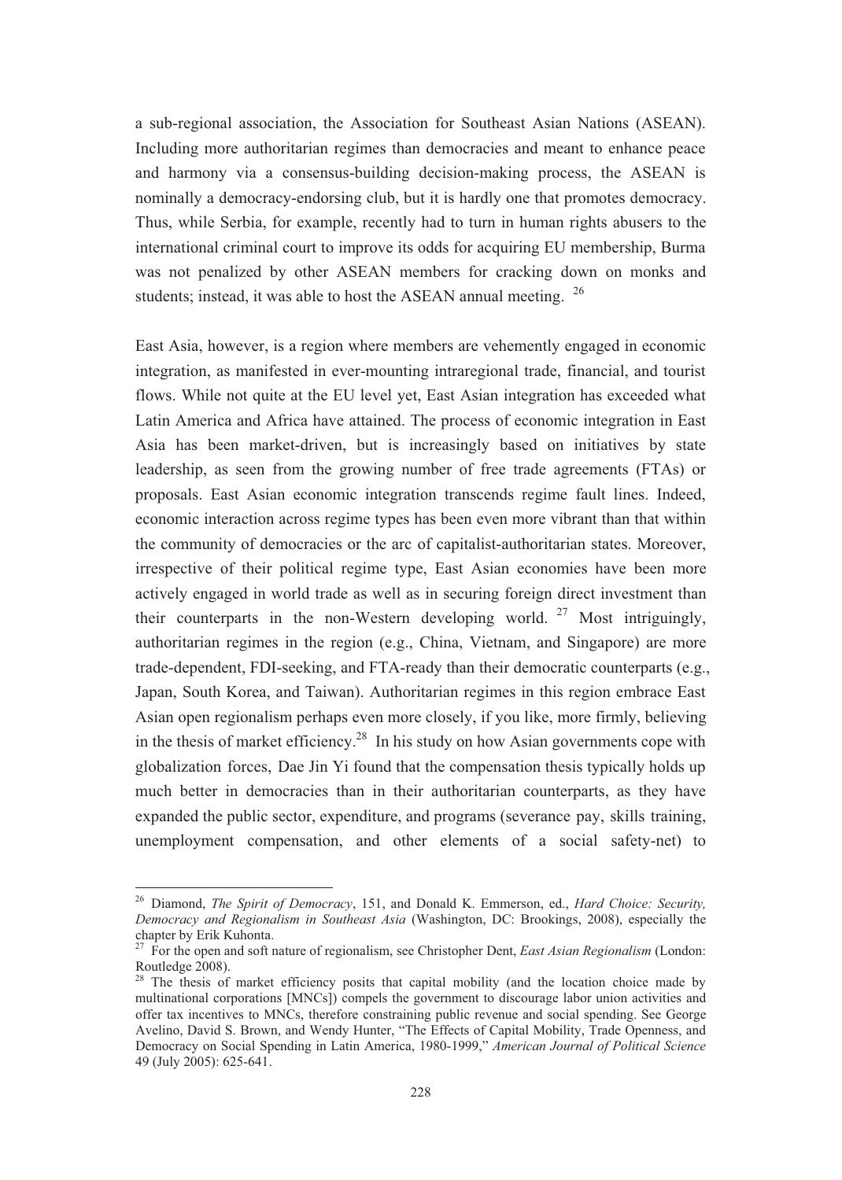a sub-regional association, the Association for Southeast Asian Nations (ASEAN). Including more authoritarian regimes than democracies and meant to enhance peace and harmony via a consensus-building decision-making process, the ASEAN is nominally a democracy-endorsing club, but it is hardly one that promotes democracy. Thus, while Serbia, for example, recently had to turn in human rights abusers to the international criminal court to improve its odds for acquiring EU membership, Burma was not penalized by other ASEAN members for cracking down on monks and students; instead, it was able to host the ASEAN annual meeting. [26]

East Asia, however, is a region where members are vehemently engaged in economic integration, as manifested in ever-mounting intraregional trade, financial, and tourist flows. While not quite at the EU level yet, East Asian integration has exceeded what Latin America and Africa have attained. The process of economic integration in East Asia has been market-driven, but is increasingly based on initiatives by state leadership, as seen from the growing number of free trade agreements (FTAs) or proposals. East Asian economic integration transcends regime fault lines. Indeed, economic interaction across regime types has been even more vibrant than that within the community of democracies or the arc of capitalist-authoritarian states. Moreover, irrespective of their political regime type, East Asian economies have been more actively engaged in world trade as well as in securing foreign direct investment than their counterparts in the non-Western developing world. [27] Most intriguingly, authoritarian regimes in the region (e.g., China, Vietnam, and Singapore) are more trade-dependent, FDI-seeking, and FTA-ready than their democratic counterparts (e.g., Japan, South Korea, and Taiwan). Authoritarian regimes in this region embrace East Asian open regionalism perhaps even more closely, if you like, more firmly, believing in the thesis of market efficiency.[28] In his study on how Asian governments cope with globalization forces, Dae Jin Yi found that the compensation thesis typically holds up much better in democracies than in their authoritarian counterparts, as they have expanded the public sector, expenditure, and programs (severance pay, skills training, unemployment compensation, and other elements of a social safety-net) to

---

[26] Diamond, *The Spirit of Democracy*, 151, and Donald K. Emmerson, ed., *Hard Choice: Security, Democracy and Regionalism in Southeast Asia* (Washington, DC: Brookings, 2008), especially the chapter by Erik Kuhonta.

[27] For the open and soft nature of regionalism, see Christopher Dent, *East Asian Regionalism* (London: Routledge 2008).

[28] The thesis of market efficiency posits that capital mobility (and the location choice made by multinational corporations [MNCs]) compels the government to discourage labor union activities and offer tax incentives to MNCs, therefore constraining public revenue and social spending. See George Avelino, David S. Brown, and Wendy Hunter, "The Effects of Capital Mobility, Trade Openness, and Democracy on Social Spending in Latin America, 1980-1999," *American Journal of Political Science* 49 (July 2005): 625-641.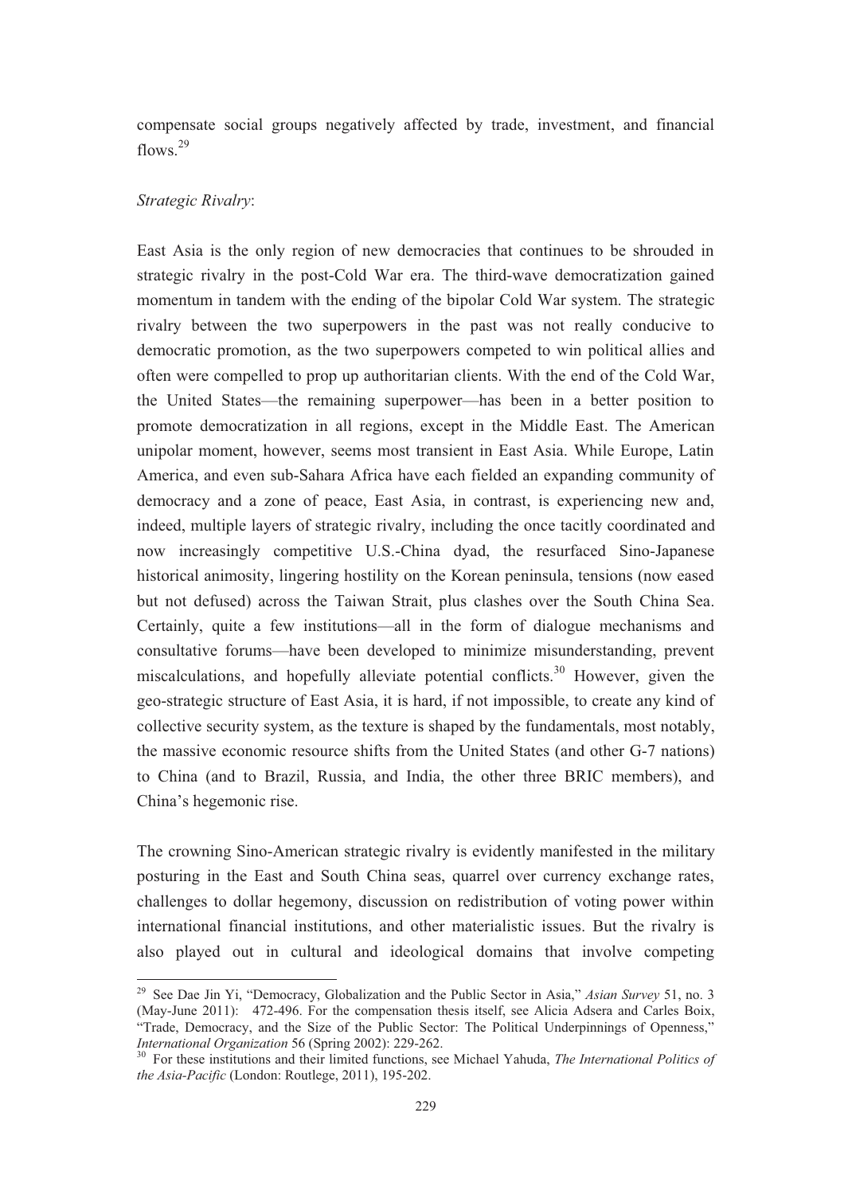compensate social groups negatively affected by trade, investment, and financial flows.[29]

*Strategic Rivalry*:

East Asia is the only region of new democracies that continues to be shrouded in strategic rivalry in the post-Cold War era. The third-wave democratization gained momentum in tandem with the ending of the bipolar Cold War system. The strategic rivalry between the two superpowers in the past was not really conducive to democratic promotion, as the two superpowers competed to win political allies and often were compelled to prop up authoritarian clients. With the end of the Cold War, the United States—the remaining superpower—has been in a better position to promote democratization in all regions, except in the Middle East. The American unipolar moment, however, seems most transient in East Asia. While Europe, Latin America, and even sub-Sahara Africa have each fielded an expanding community of democracy and a zone of peace, East Asia, in contrast, is experiencing new and, indeed, multiple layers of strategic rivalry, including the once tacitly coordinated and now increasingly competitive U.S.-China dyad, the resurfaced Sino-Japanese historical animosity, lingering hostility on the Korean peninsula, tensions (now eased but not defused) across the Taiwan Strait, plus clashes over the South China Sea. Certainly, quite a few institutions—all in the form of dialogue mechanisms and consultative forums—have been developed to minimize misunderstanding, prevent miscalculations, and hopefully alleviate potential conflicts.[30] However, given the geo-strategic structure of East Asia, it is hard, if not impossible, to create any kind of collective security system, as the texture is shaped by the fundamentals, most notably, the massive economic resource shifts from the United States (and other G-7 nations) to China (and to Brazil, Russia, and India, the other three BRIC members), and China's hegemonic rise.

The crowning Sino-American strategic rivalry is evidently manifested in the military posturing in the East and South China seas, quarrel over currency exchange rates, challenges to dollar hegemony, discussion on redistribution of voting power within international financial institutions, and other materialistic issues. But the rivalry is also played out in cultural and ideological domains that involve competing

---

[29] See Dae Jin Yi, "Democracy, Globalization and the Public Sector in Asia," *Asian Survey* 51, no. 3 (May-June 2011): 472-496. For the compensation thesis itself, see Alicia Adsera and Carles Boix, "Trade, Democracy, and the Size of the Public Sector: The Political Underpinnings of Openness," *International Organization* 56 (Spring 2002): 229-262.

[30] For these institutions and their limited functions, see Michael Yahuda, *The International Politics of the Asia-Pacific* (London: Routlege, 2011), 195-202.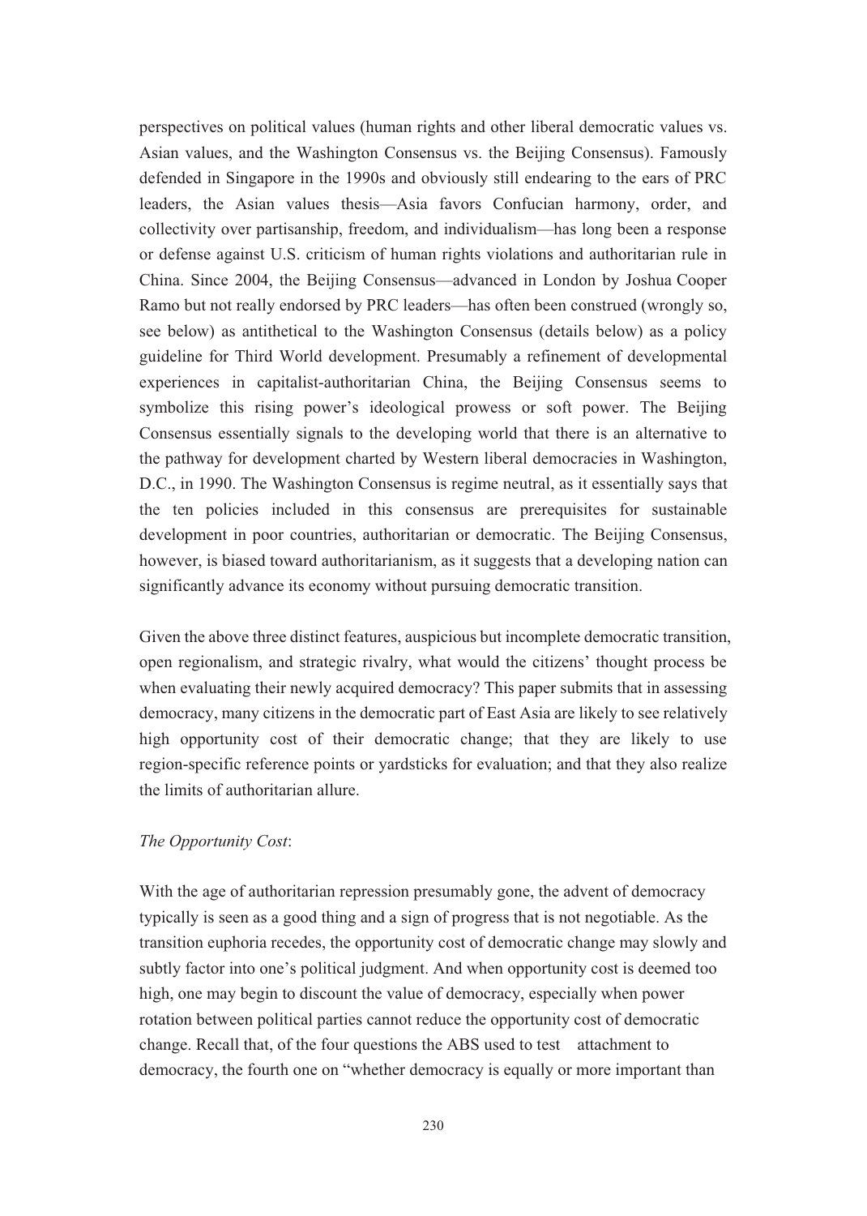perspectives on political values (human rights and other liberal democratic values vs. Asian values, and the Washington Consensus vs. the Beijing Consensus). Famously defended in Singapore in the 1990s and obviously still endearing to the ears of PRC leaders, the Asian values thesis—Asia favors Confucian harmony, order, and collectivity over partisanship, freedom, and individualism—has long been a response or defense against U.S. criticism of human rights violations and authoritarian rule in China. Since 2004, the Beijing Consensus—advanced in London by Joshua Cooper Ramo but not really endorsed by PRC leaders—has often been construed (wrongly so, see below) as antithetical to the Washington Consensus (details below) as a policy guideline for Third World development. Presumably a refinement of developmental experiences in capitalist-authoritarian China, the Beijing Consensus seems to symbolize this rising power's ideological prowess or soft power. The Beijing Consensus essentially signals to the developing world that there is an alternative to the pathway for development charted by Western liberal democracies in Washington, D.C., in 1990. The Washington Consensus is regime neutral, as it essentially says that the ten policies included in this consensus are prerequisites for sustainable development in poor countries, authoritarian or democratic. The Beijing Consensus, however, is biased toward authoritarianism, as it suggests that a developing nation can significantly advance its economy without pursuing democratic transition.

Given the above three distinct features, auspicious but incomplete democratic transition, open regionalism, and strategic rivalry, what would the citizens' thought process be when evaluating their newly acquired democracy? This paper submits that in assessing democracy, many citizens in the democratic part of East Asia are likely to see relatively high opportunity cost of their democratic change; that they are likely to use region-specific reference points or yardsticks for evaluation; and that they also realize the limits of authoritarian allure.

*The Opportunity Cost*:

With the age of authoritarian repression presumably gone, the advent of democracy typically is seen as a good thing and a sign of progress that is not negotiable. As the transition euphoria recedes, the opportunity cost of democratic change may slowly and subtly factor into one's political judgment. And when opportunity cost is deemed too high, one may begin to discount the value of democracy, especially when power rotation between political parties cannot reduce the opportunity cost of democratic change. Recall that, of the four questions the ABS used to test attachment to democracy, the fourth one on "whether democracy is equally or more important than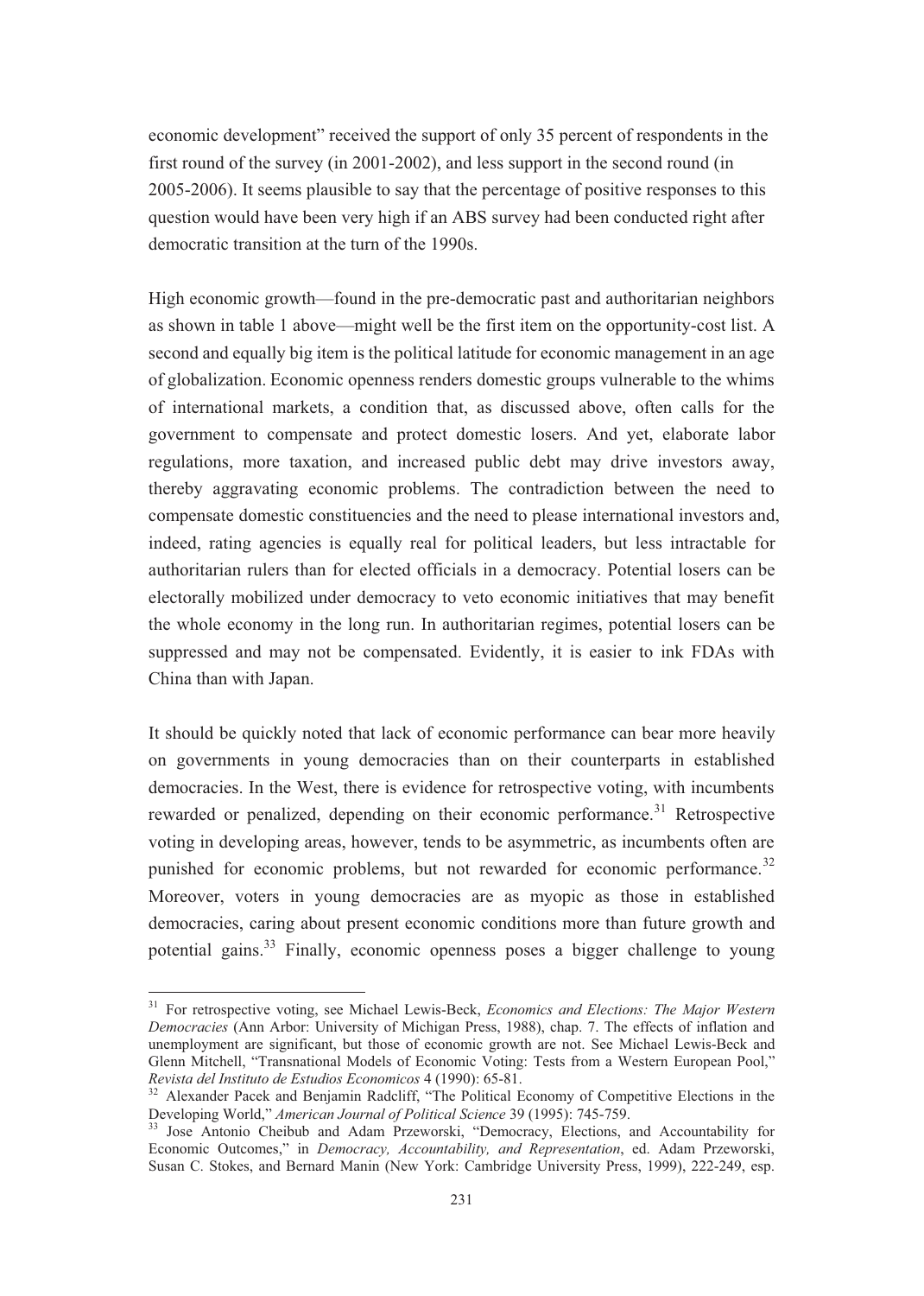economic development" received the support of only 35 percent of respondents in the first round of the survey (in 2001-2002), and less support in the second round (in 2005-2006). It seems plausible to say that the percentage of positive responses to this question would have been very high if an ABS survey had been conducted right after democratic transition at the turn of the 1990s.

High economic growth—found in the pre-democratic past and authoritarian neighbors as shown in table 1 above—might well be the first item on the opportunity-cost list. A second and equally big item is the political latitude for economic management in an age of globalization. Economic openness renders domestic groups vulnerable to the whims of international markets, a condition that, as discussed above, often calls for the government to compensate and protect domestic losers. And yet, elaborate labor regulations, more taxation, and increased public debt may drive investors away, thereby aggravating economic problems. The contradiction between the need to compensate domestic constituencies and the need to please international investors and, indeed, rating agencies is equally real for political leaders, but less intractable for authoritarian rulers than for elected officials in a democracy. Potential losers can be electorally mobilized under democracy to veto economic initiatives that may benefit the whole economy in the long run. In authoritarian regimes, potential losers can be suppressed and may not be compensated. Evidently, it is easier to ink FDAs with China than with Japan.

It should be quickly noted that lack of economic performance can bear more heavily on governments in young democracies than on their counterparts in established democracies. In the West, there is evidence for retrospective voting, with incumbents rewarded or penalized, depending on their economic performance.[31] Retrospective voting in developing areas, however, tends to be asymmetric, as incumbents often are punished for economic problems, but not rewarded for economic performance.[32] Moreover, voters in young democracies are as myopic as those in established democracies, caring about present economic conditions more than future growth and potential gains.[33] Finally, economic openness poses a bigger challenge to young

---

[31] For retrospective voting, see Michael Lewis-Beck, *Economics and Elections: The Major Western Democracies* (Ann Arbor: University of Michigan Press, 1988), chap. 7. The effects of inflation and unemployment are significant, but those of economic growth are not. See Michael Lewis-Beck and Glenn Mitchell, "Transnational Models of Economic Voting: Tests from a Western European Pool," *Revista del Instituto de Estudios Economicos* 4 (1990): 65-81.

[32] Alexander Pacek and Benjamin Radcliff, "The Political Economy of Competitive Elections in the Developing World," *American Journal of Political Science* 39 (1995): 745-759.

[33] Jose Antonio Cheibub and Adam Przeworski, "Democracy, Elections, and Accountability for Economic Outcomes," in *Democracy, Accountability, and Representation*, ed. Adam Przeworski, Susan C. Stokes, and Bernard Manin (New York: Cambridge University Press, 1999), 222-249, esp.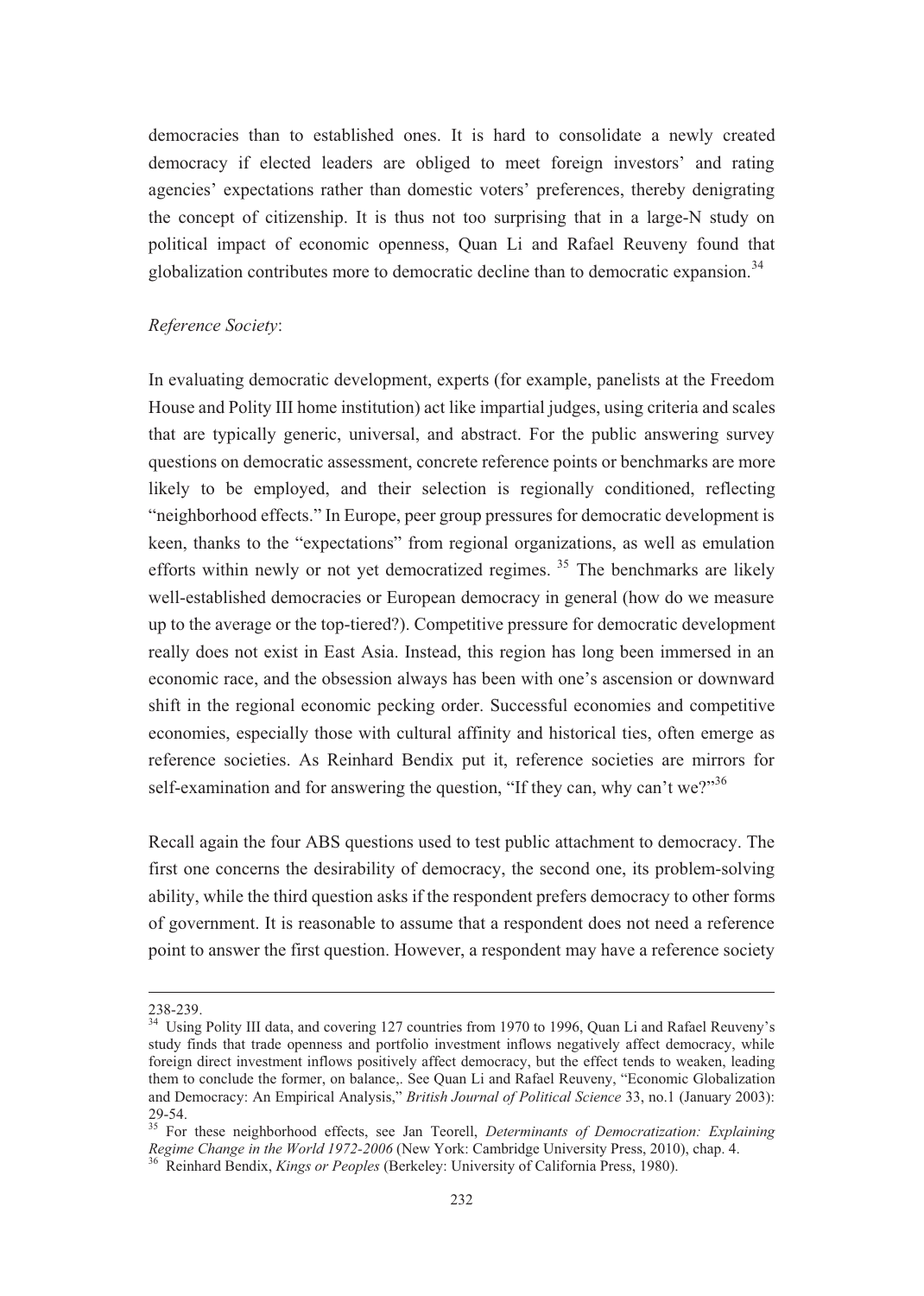democracies than to established ones. It is hard to consolidate a newly created democracy if elected leaders are obliged to meet foreign investors' and rating agencies' expectations rather than domestic voters' preferences, thereby denigrating the concept of citizenship. It is thus not too surprising that in a large-N study on political impact of economic openness, Quan Li and Rafael Reuveny found that globalization contributes more to democratic decline than to democratic expansion.[34]

*Reference Society*:

In evaluating democratic development, experts (for example, panelists at the Freedom House and Polity III home institution) act like impartial judges, using criteria and scales that are typically generic, universal, and abstract. For the public answering survey questions on democratic assessment, concrete reference points or benchmarks are more likely to be employed, and their selection is regionally conditioned, reflecting "neighborhood effects." In Europe, peer group pressures for democratic development is keen, thanks to the "expectations" from regional organizations, as well as emulation efforts within newly or not yet democratized regimes. [35] The benchmarks are likely well-established democracies or European democracy in general (how do we measure up to the average or the top-tiered?). Competitive pressure for democratic development really does not exist in East Asia. Instead, this region has long been immersed in an economic race, and the obsession always has been with one's ascension or downward shift in the regional economic pecking order. Successful economies and competitive economies, especially those with cultural affinity and historical ties, often emerge as reference societies. As Reinhard Bendix put it, reference societies are mirrors for self-examination and for answering the question, "If they can, why can't we?"[36]

Recall again the four ABS questions used to test public attachment to democracy. The first one concerns the desirability of democracy, the second one, its problem-solving ability, while the third question asks if the respondent prefers democracy to other forms of government. It is reasonable to assume that a respondent does not need a reference point to answer the first question. However, a respondent may have a reference society

---

238-239.

[34] Using Polity III data, and covering 127 countries from 1970 to 1996, Quan Li and Rafael Reuveny's study finds that trade openness and portfolio investment inflows negatively affect democracy, while foreign direct investment inflows positively affect democracy, but the effect tends to weaken, leading them to conclude the former, on balance,. See Quan Li and Rafael Reuveny, "Economic Globalization and Democracy: An Empirical Analysis," *British Journal of Political Science* 33, no.1 (January 2003): 29-54.

[35] For these neighborhood effects, see Jan Teorell, *Determinants of Democratization: Explaining Regime Change in the World 1972-2006* (New York: Cambridge University Press, 2010), chap. 4.

[36] Reinhard Bendix, *Kings or Peoples* (Berkeley: University of California Press, 1980).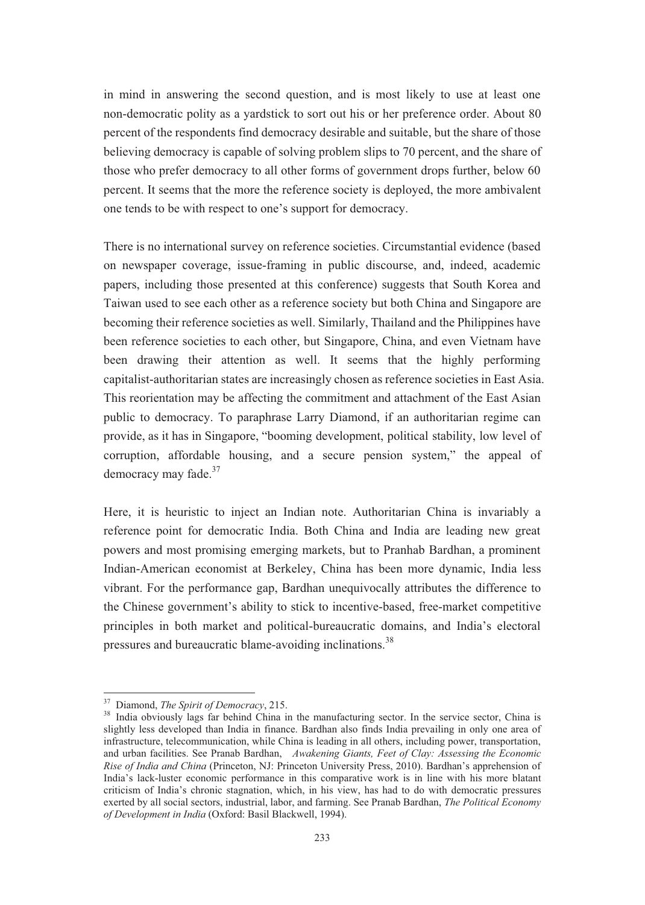in mind in answering the second question, and is most likely to use at least one non-democratic polity as a yardstick to sort out his or her preference order. About 80 percent of the respondents find democracy desirable and suitable, but the share of those believing democracy is capable of solving problem slips to 70 percent, and the share of those who prefer democracy to all other forms of government drops further, below 60 percent. It seems that the more the reference society is deployed, the more ambivalent one tends to be with respect to one's support for democracy.

There is no international survey on reference societies. Circumstantial evidence (based on newspaper coverage, issue-framing in public discourse, and, indeed, academic papers, including those presented at this conference) suggests that South Korea and Taiwan used to see each other as a reference society but both China and Singapore are becoming their reference societies as well. Similarly, Thailand and the Philippines have been reference societies to each other, but Singapore, China, and even Vietnam have been drawing their attention as well. It seems that the highly performing capitalist-authoritarian states are increasingly chosen as reference societies in East Asia. This reorientation may be affecting the commitment and attachment of the East Asian public to democracy. To paraphrase Larry Diamond, if an authoritarian regime can provide, as it has in Singapore, "booming development, political stability, low level of corruption, affordable housing, and a secure pension system," the appeal of democracy may fade.[37]

Here, it is heuristic to inject an Indian note. Authoritarian China is invariably a reference point for democratic India. Both China and India are leading new great powers and most promising emerging markets, but to Pranhab Bardhan, a prominent Indian-American economist at Berkeley, China has been more dynamic, India less vibrant. For the performance gap, Bardhan unequivocally attributes the difference to the Chinese government's ability to stick to incentive-based, free-market competitive principles in both market and political-bureaucratic domains, and India's electoral pressures and bureaucratic blame-avoiding inclinations.[38]

---

[37] Diamond, *The Spirit of Democracy*, 215.

[38] India obviously lags far behind China in the manufacturing sector. In the service sector, China is slightly less developed than India in finance. Bardhan also finds India prevailing in only one area of infrastructure, telecommunication, while China is leading in all others, including power, transportation, and urban facilities. See Pranab Bardhan, *Awakening Giants, Feet of Clay: Assessing the Economic Rise of India and China* (Princeton, NJ: Princeton University Press, 2010). Bardhan's apprehension of India's lack-luster economic performance in this comparative work is in line with his more blatant criticism of India's chronic stagnation, which, in his view, has had to do with democratic pressures exerted by all social sectors, industrial, labor, and farming. See Pranab Bardhan, *The Political Economy of Development in India* (Oxford: Basil Blackwell, 1994).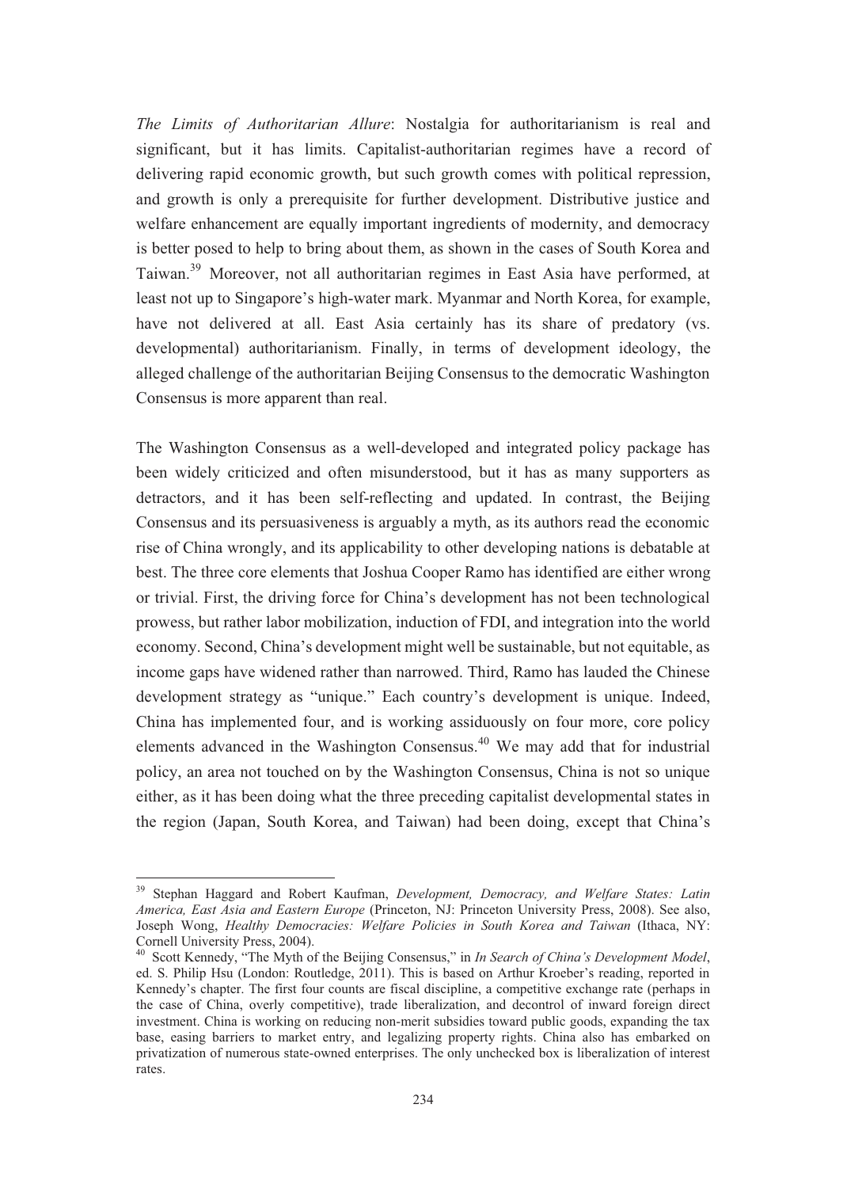*The Limits of Authoritarian Allure*: Nostalgia for authoritarianism is real and significant, but it has limits. Capitalist-authoritarian regimes have a record of delivering rapid economic growth, but such growth comes with political repression, and growth is only a prerequisite for further development. Distributive justice and welfare enhancement are equally important ingredients of modernity, and democracy is better posed to help to bring about them, as shown in the cases of South Korea and Taiwan.[39] Moreover, not all authoritarian regimes in East Asia have performed, at least not up to Singapore's high-water mark. Myanmar and North Korea, for example, have not delivered at all. East Asia certainly has its share of predatory (vs. developmental) authoritarianism. Finally, in terms of development ideology, the alleged challenge of the authoritarian Beijing Consensus to the democratic Washington Consensus is more apparent than real.

The Washington Consensus as a well-developed and integrated policy package has been widely criticized and often misunderstood, but it has as many supporters as detractors, and it has been self-reflecting and updated. In contrast, the Beijing Consensus and its persuasiveness is arguably a myth, as its authors read the economic rise of China wrongly, and its applicability to other developing nations is debatable at best. The three core elements that Joshua Cooper Ramo has identified are either wrong or trivial. First, the driving force for China's development has not been technological prowess, but rather labor mobilization, induction of FDI, and integration into the world economy. Second, China's development might well be sustainable, but not equitable, as income gaps have widened rather than narrowed. Third, Ramo has lauded the Chinese development strategy as "unique." Each country's development is unique. Indeed, China has implemented four, and is working assiduously on four more, core policy elements advanced in the Washington Consensus.[40] We may add that for industrial policy, an area not touched on by the Washington Consensus, China is not so unique either, as it has been doing what the three preceding capitalist developmental states in the region (Japan, South Korea, and Taiwan) had been doing, except that China's

---

[39] Stephan Haggard and Robert Kaufman, *Development, Democracy, and Welfare States: Latin America, East Asia and Eastern Europe* (Princeton, NJ: Princeton University Press, 2008). See also, Joseph Wong, *Healthy Democracies: Welfare Policies in South Korea and Taiwan* (Ithaca, NY: Cornell University Press, 2004).

[40] Scott Kennedy, "The Myth of the Beijing Consensus," in *In Search of China's Development Model*, ed. S. Philip Hsu (London: Routledge, 2011). This is based on Arthur Kroeber's reading, reported in Kennedy's chapter. The first four counts are fiscal discipline, a competitive exchange rate (perhaps in the case of China, overly competitive), trade liberalization, and decontrol of inward foreign direct investment. China is working on reducing non-merit subsidies toward public goods, expanding the tax base, easing barriers to market entry, and legalizing property rights. China also has embarked on privatization of numerous state-owned enterprises. The only unchecked box is liberalization of interest rates.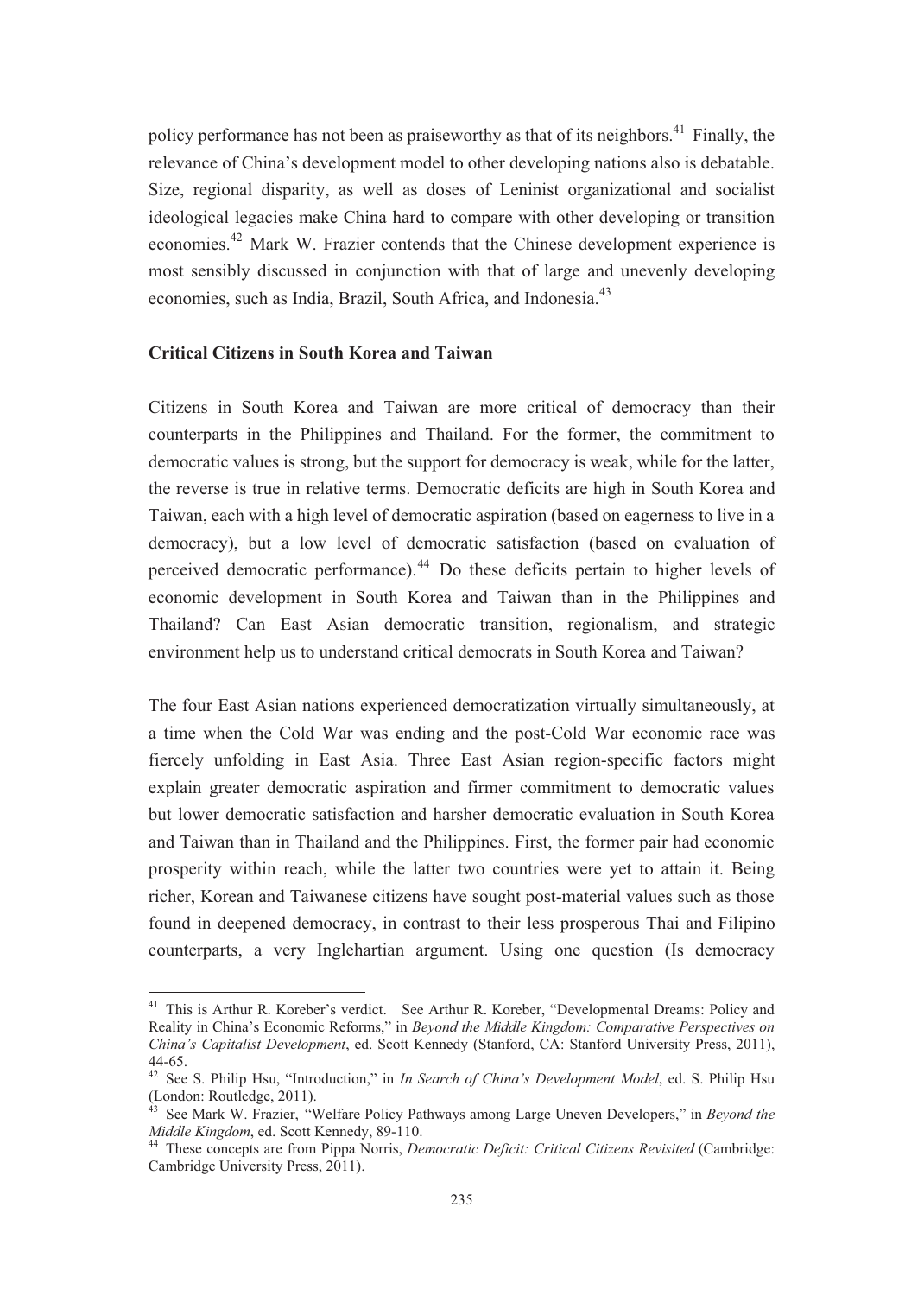policy performance has not been as praiseworthy as that of its neighbors.[41] Finally, the relevance of China's development model to other developing nations also is debatable. Size, regional disparity, as well as doses of Leninist organizational and socialist ideological legacies make China hard to compare with other developing or transition economies.[42] Mark W. Frazier contends that the Chinese development experience is most sensibly discussed in conjunction with that of large and unevenly developing economies, such as India, Brazil, South Africa, and Indonesia.[43]

**Critical Citizens in South Korea and Taiwan**

Citizens in South Korea and Taiwan are more critical of democracy than their counterparts in the Philippines and Thailand. For the former, the commitment to democratic values is strong, but the support for democracy is weak, while for the latter, the reverse is true in relative terms. Democratic deficits are high in South Korea and Taiwan, each with a high level of democratic aspiration (based on eagerness to live in a democracy), but a low level of democratic satisfaction (based on evaluation of perceived democratic performance).[44] Do these deficits pertain to higher levels of economic development in South Korea and Taiwan than in the Philippines and Thailand? Can East Asian democratic transition, regionalism, and strategic environment help us to understand critical democrats in South Korea and Taiwan?

The four East Asian nations experienced democratization virtually simultaneously, at a time when the Cold War was ending and the post-Cold War economic race was fiercely unfolding in East Asia. Three East Asian region-specific factors might explain greater democratic aspiration and firmer commitment to democratic values but lower democratic satisfaction and harsher democratic evaluation in South Korea and Taiwan than in Thailand and the Philippines. First, the former pair had economic prosperity within reach, while the latter two countries were yet to attain it. Being richer, Korean and Taiwanese citizens have sought post-material values such as those found in deepened democracy, in contrast to their less prosperous Thai and Filipino counterparts, a very Inglehartian argument. Using one question (Is democracy

---

[41] This is Arthur R. Koreber's verdict. See Arthur R. Koreber, "Developmental Dreams: Policy and Reality in China's Economic Reforms," in *Beyond the Middle Kingdom: Comparative Perspectives on China's Capitalist Development*, ed. Scott Kennedy (Stanford, CA: Stanford University Press, 2011), 44-65.

[42] See S. Philip Hsu, "Introduction," in *In Search of China's Development Model*, ed. S. Philip Hsu (London: Routledge, 2011).

[43] See Mark W. Frazier, "Welfare Policy Pathways among Large Uneven Developers," in *Beyond the Middle Kingdom*, ed. Scott Kennedy, 89-110.

[44] These concepts are from Pippa Norris, *Democratic Deficit: Critical Citizens Revisited* (Cambridge: Cambridge University Press, 2011).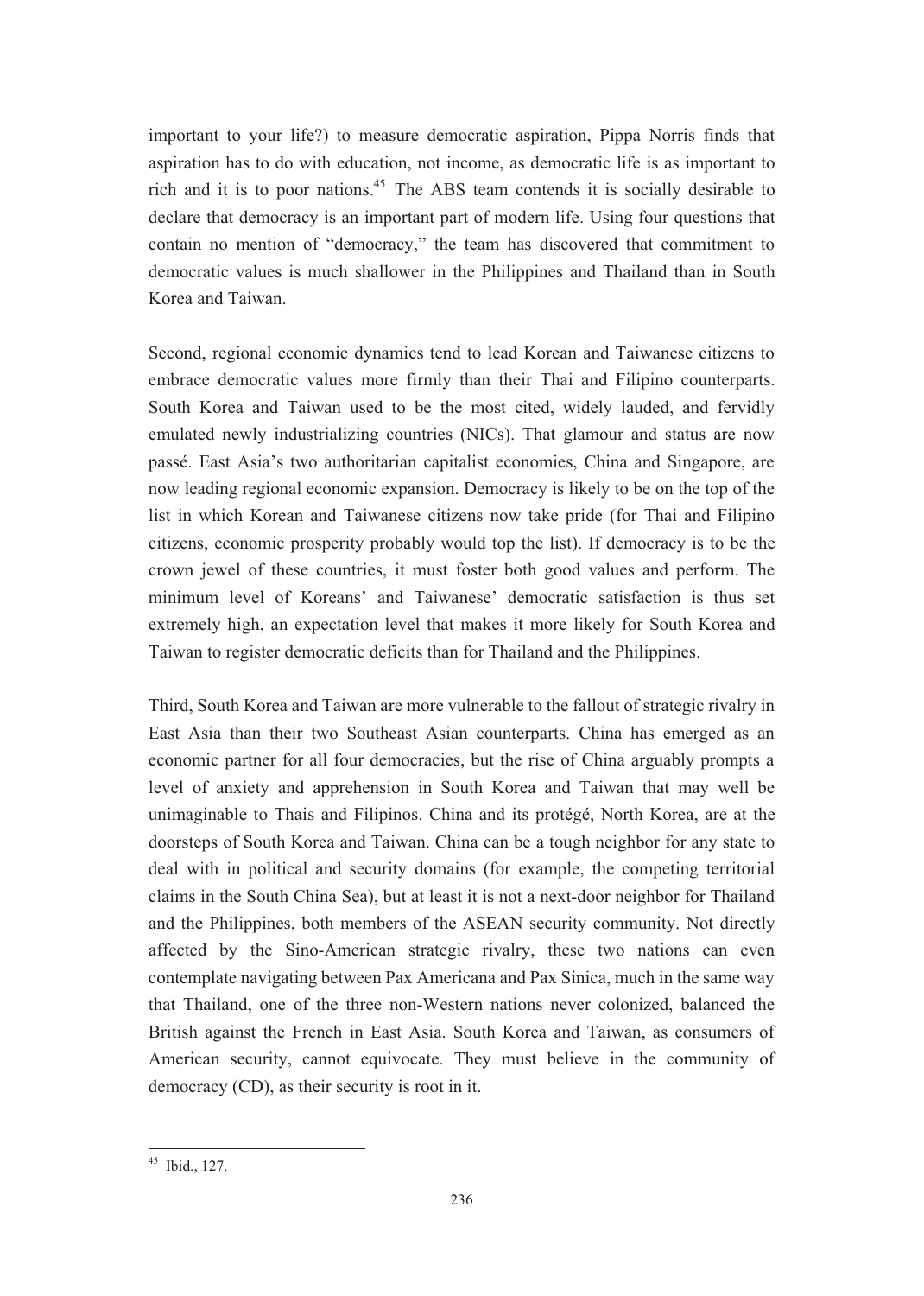important to your life?) to measure democratic aspiration, Pippa Norris finds that aspiration has to do with education, not income, as democratic life is as important to rich and it is to poor nations.[45] The ABS team contends it is socially desirable to declare that democracy is an important part of modern life. Using four questions that contain no mention of "democracy," the team has discovered that commitment to democratic values is much shallower in the Philippines and Thailand than in South Korea and Taiwan.

Second, regional economic dynamics tend to lead Korean and Taiwanese citizens to embrace democratic values more firmly than their Thai and Filipino counterparts. South Korea and Taiwan used to be the most cited, widely lauded, and fervidly emulated newly industrializing countries (NICs). That glamour and status are now passé. East Asia's two authoritarian capitalist economies, China and Singapore, are now leading regional economic expansion. Democracy is likely to be on the top of the list in which Korean and Taiwanese citizens now take pride (for Thai and Filipino citizens, economic prosperity probably would top the list). If democracy is to be the crown jewel of these countries, it must foster both good values and perform. The minimum level of Koreans' and Taiwanese' democratic satisfaction is thus set extremely high, an expectation level that makes it more likely for South Korea and Taiwan to register democratic deficits than for Thailand and the Philippines.

Third, South Korea and Taiwan are more vulnerable to the fallout of strategic rivalry in East Asia than their two Southeast Asian counterparts. China has emerged as an economic partner for all four democracies, but the rise of China arguably prompts a level of anxiety and apprehension in South Korea and Taiwan that may well be unimaginable to Thais and Filipinos. China and its protégé, North Korea, are at the doorsteps of South Korea and Taiwan. China can be a tough neighbor for any state to deal with in political and security domains (for example, the competing territorial claims in the South China Sea), but at least it is not a next-door neighbor for Thailand and the Philippines, both members of the ASEAN security community. Not directly affected by the Sino-American strategic rivalry, these two nations can even contemplate navigating between Pax Americana and Pax Sinica, much in the same way that Thailand, one of the three non-Western nations never colonized, balanced the British against the French in East Asia. South Korea and Taiwan, as consumers of American security, cannot equivocate. They must believe in the community of democracy (CD), as their security is root in it.

[45] Ibid., 127.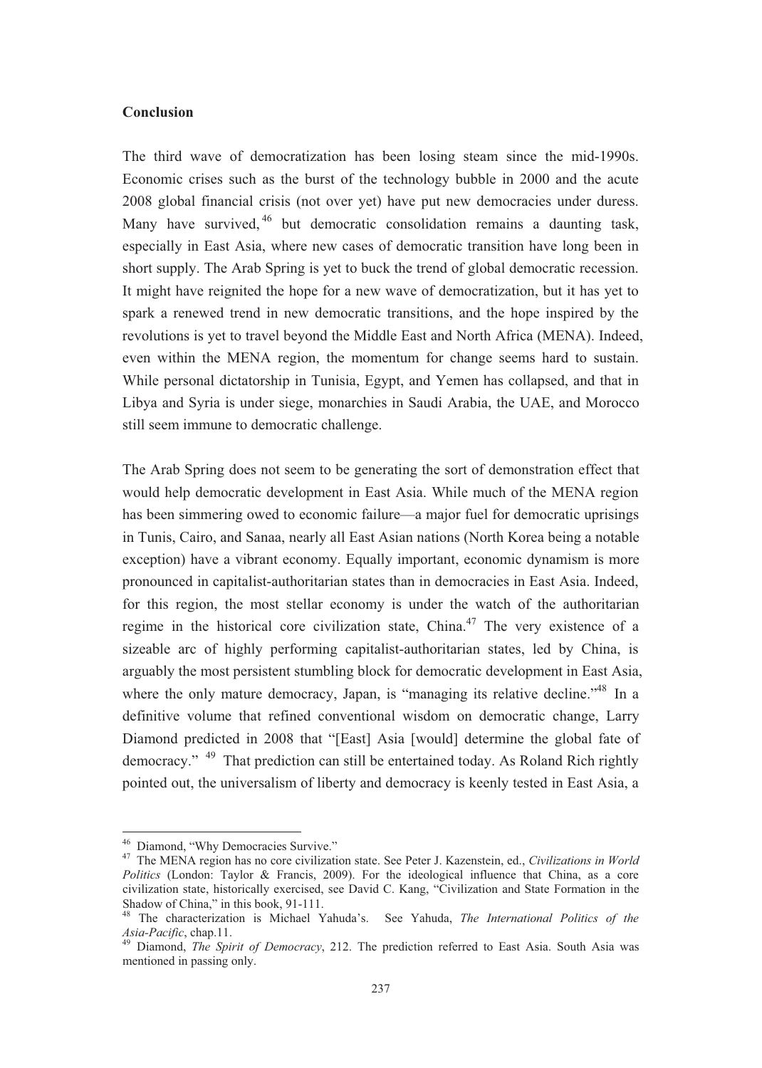**Conclusion**

The third wave of democratization has been losing steam since the mid-1990s. Economic crises such as the burst of the technology bubble in 2000 and the acute 2008 global financial crisis (not over yet) have put new democracies under duress. Many have survived,[46] but democratic consolidation remains a daunting task, especially in East Asia, where new cases of democratic transition have long been in short supply. The Arab Spring is yet to buck the trend of global democratic recession. It might have reignited the hope for a new wave of democratization, but it has yet to spark a renewed trend in new democratic transitions, and the hope inspired by the revolutions is yet to travel beyond the Middle East and North Africa (MENA). Indeed, even within the MENA region, the momentum for change seems hard to sustain. While personal dictatorship in Tunisia, Egypt, and Yemen has collapsed, and that in Libya and Syria is under siege, monarchies in Saudi Arabia, the UAE, and Morocco still seem immune to democratic challenge.

The Arab Spring does not seem to be generating the sort of demonstration effect that would help democratic development in East Asia. While much of the MENA region has been simmering owed to economic failure—a major fuel for democratic uprisings in Tunis, Cairo, and Sanaa, nearly all East Asian nations (North Korea being a notable exception) have a vibrant economy. Equally important, economic dynamism is more pronounced in capitalist-authoritarian states than in democracies in East Asia. Indeed, for this region, the most stellar economy is under the watch of the authoritarian regime in the historical core civilization state, China.[47] The very existence of a sizeable arc of highly performing capitalist-authoritarian states, led by China, is arguably the most persistent stumbling block for democratic development in East Asia, where the only mature democracy, Japan, is "managing its relative decline."[48] In a definitive volume that refined conventional wisdom on democratic change, Larry Diamond predicted in 2008 that "[East] Asia [would] determine the global fate of democracy." [49] That prediction can still be entertained today. As Roland Rich rightly pointed out, the universalism of liberty and democracy is keenly tested in East Asia, a

---

[46] Diamond, "Why Democracies Survive."

[47] The MENA region has no core civilization state. See Peter J. Kazenstein, ed., *Civilizations in World Politics* (London: Taylor & Francis, 2009). For the ideological influence that China, as a core civilization state, historically exercised, see David C. Kang, "Civilization and State Formation in the Shadow of China," in this book, 91-111.

[48] The characterization is Michael Yahuda's. See Yahuda, *The International Politics of the Asia-Pacific*, chap.11.

[49] Diamond, *The Spirit of Democracy*, 212. The prediction referred to East Asia. South Asia was mentioned in passing only.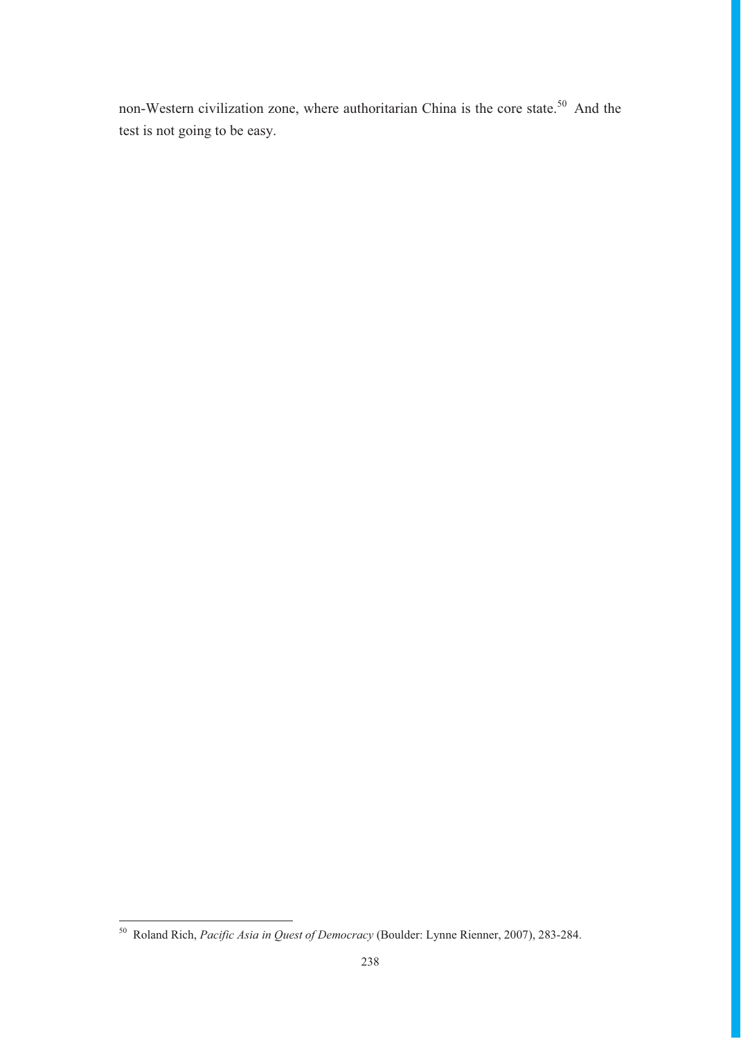non-Western civilization zone, where authoritarian China is the core state.[50] And the test is not going to be easy.

[50] Roland Rich, *Pacific Asia in Quest of Democracy* (Boulder: Lynne Rienner, 2007), 283-284.